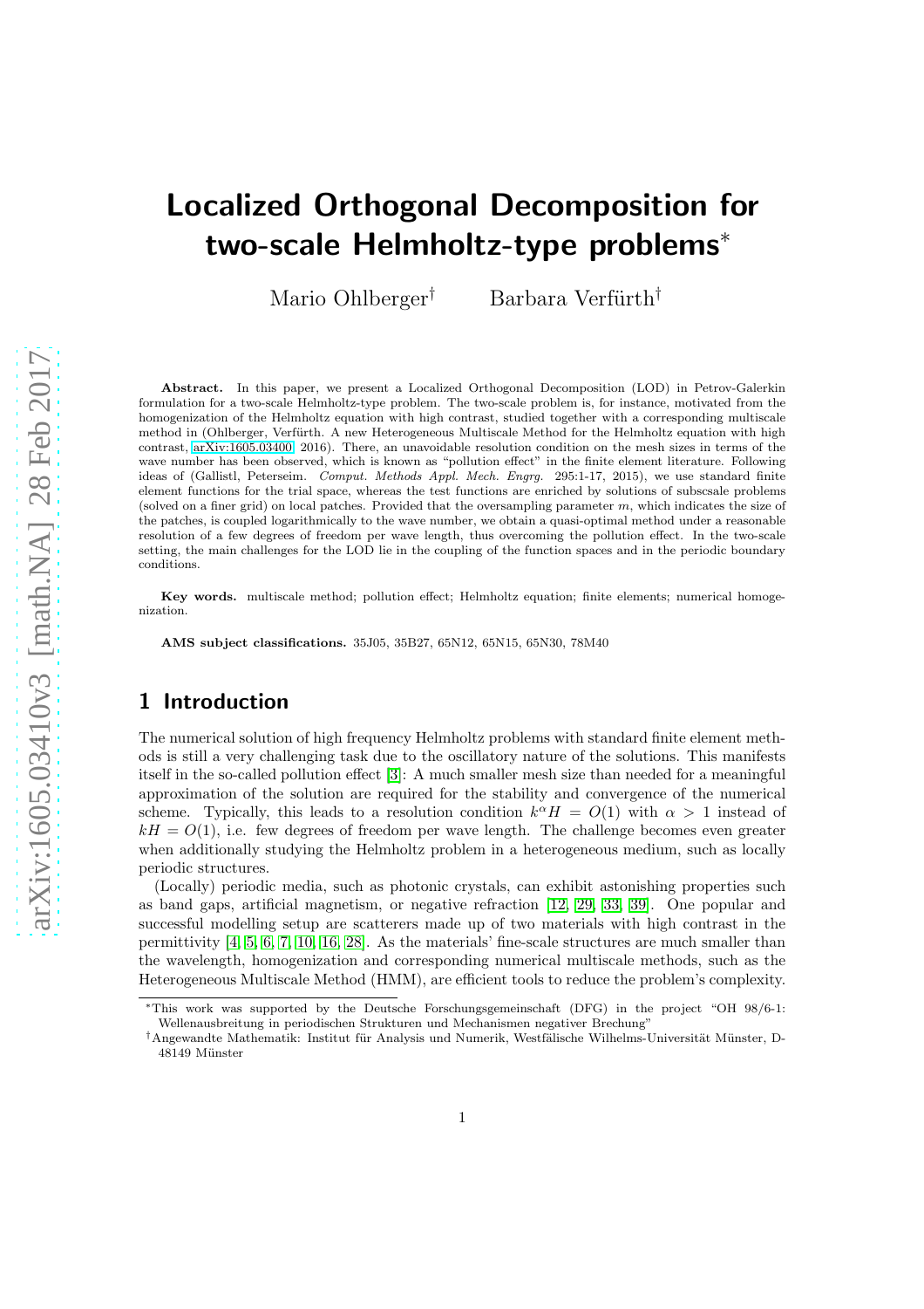# Localized Orthogonal Decomposition for two-scale Helmholtz-type problems*

Mario Ohlberger† Barbara Verfürth†

**Abstract.** In this paper, we present a Localized Orthogonal Decomposition (LOD) in Petrov-Galerkin formulation for a two-scale Helmholtz-type problem. The two-scale problem is, for instance, motivated from the homogenization of the Helmholtz equation with high contrast, studied together with a corresponding multiscale method in (Ohlberger, Verfürth. A new Heterogeneous Multiscale Method for the Helmholtz equation with high contrast, arXiv:1605.03400, 2016). There, an unavoidable resolution condition on the mesh sizes in terms of the wave number has been observed, which is known as "pollution effect" in the finite element literature. Following ideas of (Gallistl, Peterseim. *Comput. Methods Appl. Mech. Engrg.* 295:1-17, 2015), we use standard finite element functions for the trial space, whereas the test functions are enriched by solutions of subscsale problems (solved on a finer grid) on local patches. Provided that the oversampling parameter $m$, which indicates the size of the patches, is coupled logarithmically to the wave number, we obtain a quasi-optimal method under a reasonable resolution of a few degrees of freedom per wave length, thus overcoming the pollution effect. In the two-scale setting, the main challenges for the LOD lie in the coupling of the function spaces and in the periodic boundary conditions.

**Key words.** multiscale method; pollution effect; Helmholtz equation; finite elements; numerical homogenization.

**AMS subject classifications.** 35J05, 35B27, 65N12, 65N15, 65N30, 78M40

## 1 Introduction

The numerical solution of high frequency Helmholtz problems with standard finite element methods is still a very challenging task due to the oscillatory nature of the solutions. This manifests itself in the so-called pollution effect [3]: A much smaller mesh size than needed for a meaningful approximation of the solution are required for the stability and convergence of the numerical scheme. Typically, this leads to a resolution condition $k^\alpha H = O(1)$ with $\alpha > 1$ instead of $kH = O(1)$, i.e. few degrees of freedom per wave length. The challenge becomes even greater when additionally studying the Helmholtz problem in a heterogeneous medium, such as locally periodic structures.

(Locally) periodic media, such as photonic crystals, can exhibit astonishing properties such as band gaps, artificial magnetism, or negative refraction [12, 29, 33, 39]. One popular and successful modelling setup are scatterers made up of two materials with high contrast in the permittivity [4, 5, 6, 7, 10, 16, 28]. As the materials' fine-scale structures are much smaller than the wavelength, homogenization and corresponding numerical multiscale methods, such as the Heterogeneous Multiscale Method (HMM), are efficient tools to reduce the problem's complexity.

*This work was supported by the Deutsche Forschungsgemeinschaft (DFG) in the project "OH 98/6-1: Wellenausbreitung in periodischen Strukturen und Mechanismen negativer Brechung"

†Angewandte Mathematik: Institut für Analysis und Numerik, Westfälische Wilhelms-Universität Münster, D-48149 Münster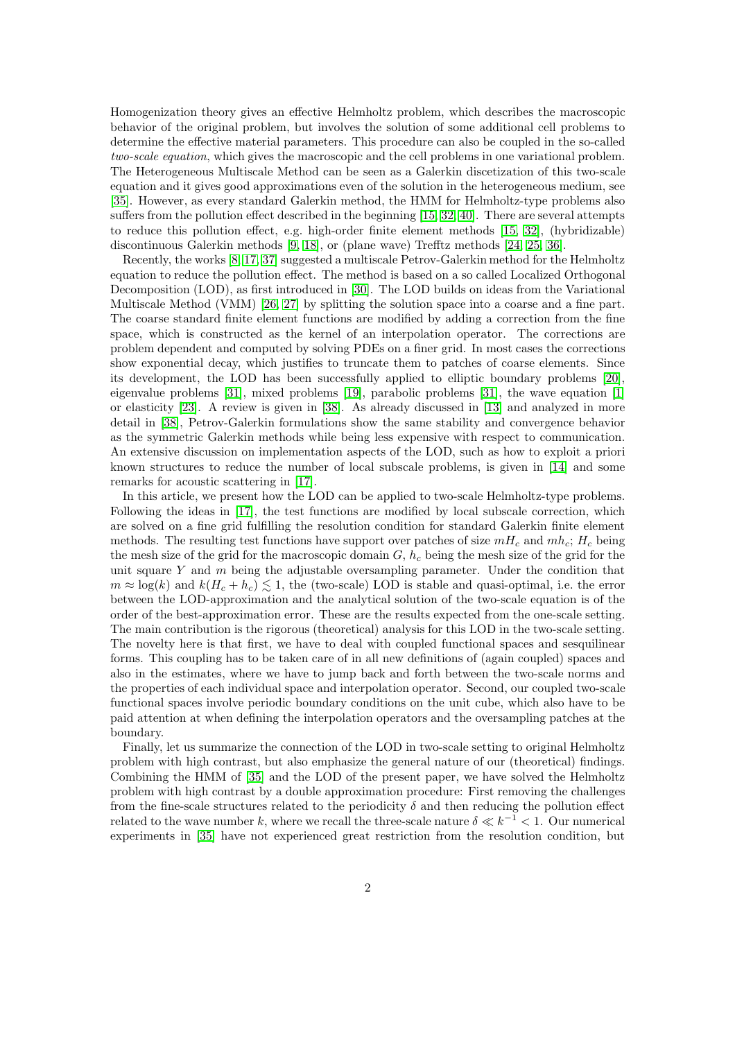Homogenization theory gives an effective Helmholtz problem, which describes the macroscopic behavior of the original problem, but involves the solution of some additional cell problems to determine the effective material parameters. This procedure can also be coupled in the so-called *two-scale equation*, which gives the macroscopic and the cell problems in one variational problem. The Heterogeneous Multiscale Method can be seen as a Galerkin discetization of this two-scale equation and it gives good approximations even of the solution in the heterogeneous medium, see [35]. However, as every standard Galerkin method, the HMM for Helmholtz-type problems also suffers from the pollution effect described in the beginning [15, 32, 40]. There are several attempts to reduce this pollution effect, e.g. high-order finite element methods [15, 32], (hybridizable) discontinuous Galerkin methods [9, 18], or (plane wave) Trefftz methods [24, 25, 36].

Recently, the works [8, 17, 37] suggested a multiscale Petrov-Galerkin method for the Helmholtz equation to reduce the pollution effect. The method is based on a so called Localized Orthogonal Decomposition (LOD), as first introduced in [30]. The LOD builds on ideas from the Variational Multiscale Method (VMM) [26, 27] by splitting the solution space into a coarse and a fine part. The coarse standard finite element functions are modified by adding a correction from the fine space, which is constructed as the kernel of an interpolation operator. The corrections are problem dependent and computed by solving PDEs on a finer grid. In most cases the corrections show exponential decay, which justifies to truncate them to patches of coarse elements. Since its development, the LOD has been successfully applied to elliptic boundary problems [20], eigenvalue problems [31], mixed problems [19], parabolic problems [31], the wave equation [1] or elasticity [23]. A review is given in [38]. As already discussed in [13] and analyzed in more detail in [38], Petrov-Galerkin formulations show the same stability and convergence behavior as the symmetric Galerkin methods while being less expensive with respect to communication. An extensive discussion on implementation aspects of the LOD, such as how to exploit a priori known structures to reduce the number of local subscale problems, is given in [14] and some remarks for acoustic scattering in [17].

In this article, we present how the LOD can be applied to two-scale Helmholtz-type problems. Following the ideas in [17], the test functions are modified by local subscale correction, which are solved on a fine grid fulfilling the resolution condition for standard Galerkin finite element methods. The resulting test functions have support over patches of size $mH_c$ and $mh_c$; $H_c$ being the mesh size of the grid for the macroscopic domain $G$, $h_c$ being the mesh size of the grid for the unit square $Y$ and $m$ being the adjustable oversampling parameter. Under the condition that $m \approx \log(k)$ and $k(H_c + h_c) \lesssim 1$, the (two-scale) LOD is stable and quasi-optimal, i.e. the error between the LOD-approximation and the analytical solution of the two-scale equation is of the order of the best-approximation error. These are the results expected from the one-scale setting. The main contribution is the rigorous (theoretical) analysis for this LOD in the two-scale setting. The novelty here is that first, we have to deal with coupled functional spaces and sesquilinear forms. This coupling has to be taken care of in all new definitions of (again coupled) spaces and also in the estimates, where we have to jump back and forth between the two-scale norms and the properties of each individual space and interpolation operator. Second, our coupled two-scale functional spaces involve periodic boundary conditions on the unit cube, which also have to be paid attention at when defining the interpolation operators and the oversampling patches at the boundary.

Finally, let us summarize the connection of the LOD in two-scale setting to original Helmholtz problem with high contrast, but also emphasize the general nature of our (theoretical) findings. Combining the HMM of [35] and the LOD of the present paper, we have solved the Helmholtz problem with high contrast by a double approximation procedure: First removing the challenges from the fine-scale structures related to the periodicity $\delta$ and then reducing the pollution effect related to the wave number $k$, where we recall the three-scale nature $\delta \ll k^{-1} < 1$. Our numerical experiments in [35] have not experienced great restriction from the resolution condition, but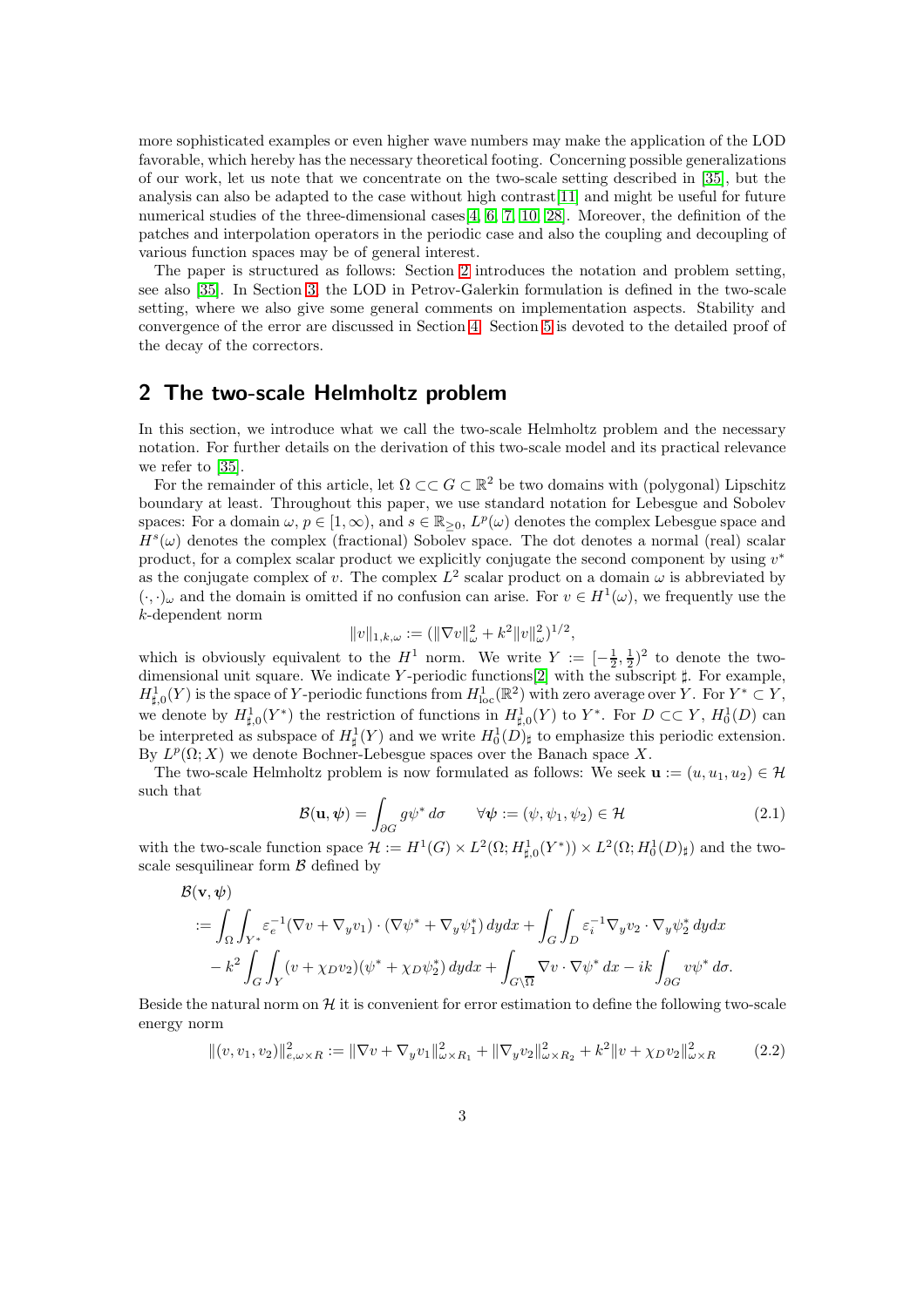more sophisticated examples or even higher wave numbers may make the application of the LOD favorable, which hereby has the necessary theoretical footing. Concerning possible generalizations of our work, let us note that we concentrate on the two-scale setting described in [35], but the analysis can also be adapted to the case without high contrast[11] and might be useful for future numerical studies of the three-dimensional cases[4, 6, 7, 10, 28]. Moreover, the definition of the patches and interpolation operators in the periodic case and also the coupling and decoupling of various function spaces may be of general interest.

The paper is structured as follows: Section 2 introduces the notation and problem setting, see also [35]. In Section 3, the LOD in Petrov-Galerkin formulation is defined in the two-scale setting, where we also give some general comments on implementation aspects. Stability and convergence of the error are discussed in Section 4. Section 5 is devoted to the detailed proof of the decay of the correctors.

## 2 The two-scale Helmholtz problem

In this section, we introduce what we call the two-scale Helmholtz problem and the necessary notation. For further details on the derivation of this two-scale model and its practical relevance we refer to [35].

For the remainder of this article, let $\Omega \subset\subset G \subset \mathbb{R}^2$ be two domains with (polygonal) Lipschitz boundary at least. Throughout this paper, we use standard notation for Lebesgue and Sobolev spaces: For a domain $\omega$, $p \in [1, \infty)$, and $s \in \mathbb{R}_{\geq 0}$, $L^p(\omega)$ denotes the complex Lebesgue space and $H^s(\omega)$ denotes the complex (fractional) Sobolev space. The dot denotes a normal (real) scalar product, for a complex scalar product we explicitly conjugate the second component by using $v^*$ as the conjugate complex of $v$. The complex $L^2$ scalar product on a domain $\omega$ is abbreviated by $(\cdot,\cdot)_\omega$ and the domain is omitted if no confusion can arise. For $v \in H^1(\omega)$, we frequently use the $k$-dependent norm

$$\|v\|_{1,k,\omega} := (\|\nabla v\|^2_\omega + k^2\|v\|^2_\omega)^{1/2},$$

which is obviously equivalent to the $H^1$ norm. We write $Y := [-\frac{1}{2}, \frac{1}{2})^2$ to denote the two-dimensional unit square. We indicate $Y$-periodic functions[2] with the subscript $\sharp$. For example, $H^1_{\sharp,0}(Y)$ is the space of $Y$-periodic functions from $H^1_{\mathrm{loc}}(\mathbb{R}^2)$ with zero average over $Y$. For $Y^* \subset Y$, we denote by $H^1_{\sharp,0}(Y^*)$ the restriction of functions in $H^1_{\sharp,0}(Y)$ to $Y^*$. For $D \subset\subset Y$, $H^1_0(D)$ can be interpreted as subspace of $H^1_\sharp(Y)$ and we write $H^1_0(D)_\sharp$ to emphasize this periodic extension. By $L^p(\Omega; X)$ we denote Bochner-Lebesgue spaces over the Banach space $X$.

The two-scale Helmholtz problem is now formulated as follows: We seek $\mathbf{u} := (u, u_1, u_2) \in \mathcal{H}$ such that

$$\mathcal{B}(\mathbf{u}, \boldsymbol{\psi}) = \int_{\partial G} g\psi^*\, d\sigma \qquad \forall \boldsymbol{\psi} := (\psi, \psi_1, \psi_2) \in \mathcal{H} \tag{2.1}$$

with the two-scale function space $\mathcal{H} := H^1(G) \times L^2(\Omega; H^1_{\sharp,0}(Y^*)) \times L^2(\Omega; H^1_0(D)_\sharp)$ and the two-scale sesquilinear form $\mathcal{B}$ defined by

$$\begin{aligned}
&\mathcal{B}(\mathbf{v}, \boldsymbol{\psi}) \\
&:= \int_\Omega \int_{Y^*} \varepsilon_e^{-1}(\nabla v + \nabla_y v_1) \cdot (\nabla \psi^* + \nabla_y \psi_1^*)\, dy dx + \int_G \int_D \varepsilon_i^{-1} \nabla_y v_2 \cdot \nabla_y \psi_2^*\, dy dx \\
&\quad - k^2 \int_G \int_Y (v + \chi_D v_2)(\psi^* + \chi_D \psi_2^*)\, dy dx + \int_{G\setminus\overline{\Omega}} \nabla v \cdot \nabla \psi^*\, dx - ik \int_{\partial G} v\psi^*\, d\sigma.
\end{aligned}$$

Beside the natural norm on $\mathcal{H}$ it is convenient for error estimation to define the following two-scale energy norm

$$\|(v, v_1, v_2)\|^2_{e,\omega\times R} := \|\nabla v + \nabla_y v_1\|^2_{\omega\times R_1} + \|\nabla_y v_2\|^2_{\omega\times R_2} + k^2\|v + \chi_D v_2\|^2_{\omega\times R} \tag{2.2}$$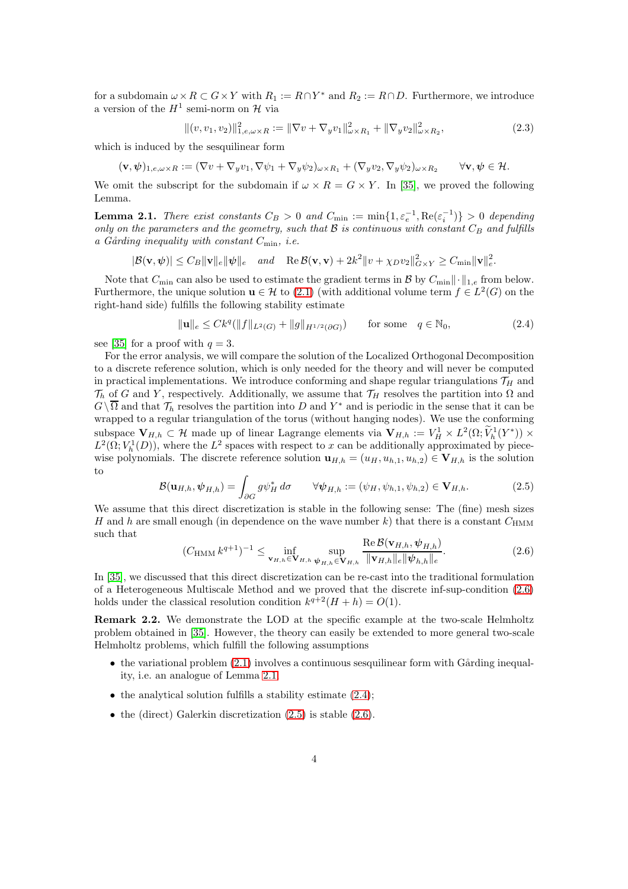for a subdomain $\omega \times R \subset G \times Y$ with $R_1 := R \cap Y^*$ and $R_2 := R \cap D$. Furthermore, we introduce a version of the $H^1$ semi-norm on $\mathcal{H}$ via

$$\|(v, v_1, v_2)\|^2_{1,e,\omega\times R} := \|\nabla v + \nabla_y v_1\|^2_{\omega\times R_1} + \|\nabla_y v_2\|^2_{\omega\times R_2}, \tag{2.3}$$

which is induced by the sesquilinear form

$$(\mathbf{v}, \boldsymbol{\psi})_{1,e,\omega\times R} := (\nabla v + \nabla_y v_1, \nabla \psi_1 + \nabla_y \psi_2)_{\omega\times R_1} + (\nabla_y v_2, \nabla_y \psi_2)_{\omega\times R_2} \qquad \forall \mathbf{v}, \boldsymbol{\psi} \in \mathcal{H}.$$

We omit the subscript for the subdomain if $\omega \times R = G \times Y$. In [35], we proved the following Lemma.

**Lemma 2.1.** *There exist constants $C_B > 0$ and $C_{\min} := \min\{1, \varepsilon_e^{-1}, \mathrm{Re}(\varepsilon_i^{-1})\} > 0$ depending only on the parameters and the geometry, such that $\mathcal{B}$ is continuous with constant $C_B$ and fulfills a Gårding inequality with constant $C_{\min}$, i.e.*

$$|\mathcal{B}(\mathbf{v}, \boldsymbol{\psi})| \leq C_B \|\mathbf{v}\|_e \|\boldsymbol{\psi}\|_e \quad \textit{and} \quad \mathrm{Re}\,\mathcal{B}(\mathbf{v}, \mathbf{v}) + 2k^2 \|v + \chi_D v_2\|^2_{G\times Y} \geq C_{\min} \|\mathbf{v}\|^2_e.$$

Note that $C_{\min}$ can also be used to estimate the gradient terms in $\mathcal{B}$ by $C_{\min}\|\cdot\|_{1,e}$ from below. Furthermore, the unique solution $\mathbf{u} \in \mathcal{H}$ to (2.1) (with additional volume term $f \in L^2(G)$ on the right-hand side) fulfills the following stability estimate

$$\|\mathbf{u}\|_e \leq C k^q (\|f\|_{L^2(G)} + \|g\|_{H^{1/2}(\partial G)}) \qquad \text{for some} \quad q \in \mathbb{N}_0, \tag{2.4}$$

see [35] for a proof with $q = 3$.

For the error analysis, we will compare the solution of the Localized Orthogonal Decomposition to a discrete reference solution, which is only needed for the theory and will never be computed in practical implementations. We introduce conforming and shape regular triangulations $\mathcal{T}_H$ and $\mathcal{T}_h$ of $G$ and $Y$, respectively. Additionally, we assume that $\mathcal{T}_H$ resolves the partition into $\Omega$ and $G \setminus \overline{\Omega}$ and that $\mathcal{T}_h$ resolves the partition into $D$ and $Y^*$ and is periodic in the sense that it can be wrapped to a regular triangulation of the torus (without hanging nodes). We use the conforming subspace $\mathbf{V}_{H,h} \subset \mathcal{H}$ made up of linear Lagrange elements via $\mathbf{V}_{H,h} := V_H^1 \times L^2(\Omega; \widetilde{V}_h^1(Y^*)) \times L^2(\Omega; V_h^1(D))$, where the $L^2$ spaces with respect to $x$ can be additionally approximated by piecewise polynomials. The discrete reference solution $\mathbf{u}_{H,h} = (u_H, u_{h,1}, u_{h,2}) \in \mathbf{V}_{H,h}$ is the solution to

$$\mathcal{B}(\mathbf{u}_{H,h}, \boldsymbol{\psi}_{H,h}) = \int_{\partial G} g \psi_H^* \, d\sigma \qquad \forall \boldsymbol{\psi}_{H,h} := (\psi_H, \psi_{h,1}, \psi_{h,2}) \in \mathbf{V}_{H,h}. \tag{2.5}$$

We assume that this direct discretization is stable in the following sense: The (fine) mesh sizes $H$ and $h$ are small enough (in dependence on the wave number $k$) that there is a constant $C_{\mathrm{HMM}}$ such that

$$(C_{\mathrm{HMM}}\, k^{q+1})^{-1} \leq \inf_{\mathbf{v}_{H,h} \in \mathbf{V}_{H,h}} \sup_{\boldsymbol{\psi}_{H,h} \in \mathbf{V}_{H,h}} \frac{\mathrm{Re}\,\mathcal{B}(\mathbf{v}_{H,h}, \boldsymbol{\psi}_{H,h})}{\|\mathbf{v}_{H,h}\|_e \|\boldsymbol{\psi}_{h,h}\|_e}. \tag{2.6}$$

In [35], we discussed that this direct discretization can be re-cast into the traditional formulation of a Heterogeneous Multiscale Method and we proved that the discrete inf-sup-condition (2.6) holds under the classical resolution condition $k^{q+2}(H + h) = O(1)$.

**Remark 2.2.** We demonstrate the LOD at the specific example at the two-scale Helmholtz problem obtained in [35]. However, the theory can easily be extended to more general two-scale Helmholtz problems, which fulfill the following assumptions

- the variational problem (2.1) involves a continuous sesquilinear form with Gårding inequality, i.e. an analogue of Lemma 2.1
- the analytical solution fulfills a stability estimate (2.4);
- the (direct) Galerkin discretization (2.5) is stable (2.6).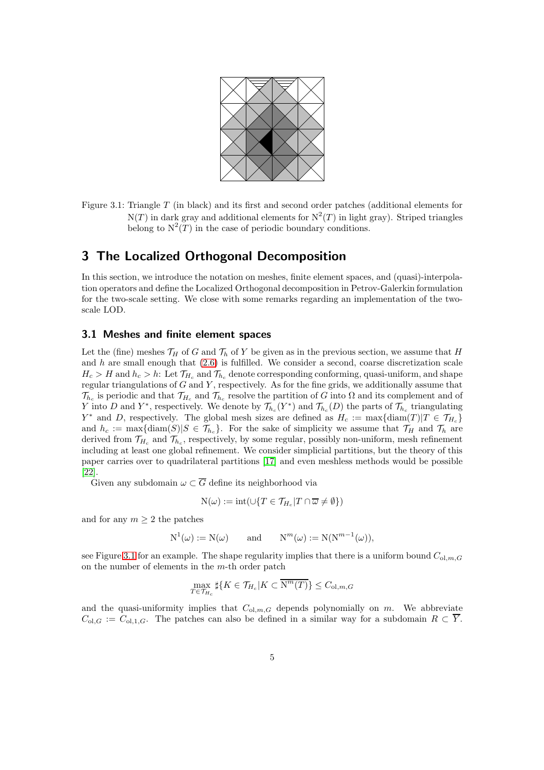Figure 3.1: Triangle $T$ (in black) and its first and second order patches (additional elements for $\mathrm{N}(T)$ in dark gray and additional elements for $\mathrm{N}^2(T)$ in light gray). Striped triangles belong to $\mathrm{N}^2(T)$ in the case of periodic boundary conditions.

# 3 The Localized Orthogonal Decomposition

In this section, we introduce the notation on meshes, finite element spaces, and (quasi)-interpolation operators and define the Localized Orthogonal decomposition in Petrov-Galerkin formulation for the two-scale setting. We close with some remarks regarding an implementation of the two-scale LOD.

## 3.1 Meshes and finite element spaces

Let the (fine) meshes $\mathcal{T}_H$ of $G$ and $\mathcal{T}_h$ of $Y$ be given as in the previous section, we assume that $H$ and $h$ are small enough that (2.6) is fulfilled. We consider a second, coarse discretization scale $H_c > H$ and $h_c > h$: Let $\mathcal{T}_{H_c}$ and $\mathcal{T}_{h_c}$ denote corresponding conforming, quasi-uniform, and shape regular triangulations of $G$ and $Y$, respectively. As for the fine grids, we additionally assume that $\mathcal{T}_{h_c}$ is periodic and that $\mathcal{T}_{H_c}$ and $\mathcal{T}_{h_c}$ resolve the partition of $G$ into $\Omega$ and its complement and of $Y$ into $D$ and $Y^*$, respectively. We denote by $\mathcal{T}_{h_c}(Y^*)$ and $\mathcal{T}_{h_c}(D)$ the parts of $\mathcal{T}_{h_c}$ triangulating $Y^*$ and $D$, respectively. The global mesh sizes are defined as $H_c := \max\{\operatorname{diam}(T)|T \in \mathcal{T}_{H_c}\}$ and $h_c := \max\{\operatorname{diam}(S)|S \in \mathcal{T}_{h_c}\}$. For the sake of simplicity we assume that $\mathcal{T}_H$ and $\mathcal{T}_h$ are derived from $\mathcal{T}_{H_c}$ and $\mathcal{T}_{h_c}$, respectively, by some regular, possibly non-uniform, mesh refinement including at least one global refinement. We consider simplicial partitions, but the theory of this paper carries over to quadrilateral partitions [17] and even meshless methods would be possible [22].

Given any subdomain $\omega \subset \overline{G}$ define its neighborhood via

$$\mathrm{N}(\omega) := \operatorname{int}(\cup\{T \in \mathcal{T}_{H_c} | T \cap \overline{\omega} \neq \emptyset\})$$

and for any $m \geq 2$ the patches

$$\mathrm{N}^1(\omega) := \mathrm{N}(\omega) \qquad \text{and} \qquad \mathrm{N}^m(\omega) := \mathrm{N}(\mathrm{N}^{m-1}(\omega)),$$

see Figure 3.1 for an example. The shape regularity implies that there is a uniform bound $C_{\mathrm{ol},m,G}$ on the number of elements in the $m$-th order patch

$$\max_{T \in \mathcal{T}_{H_c}} \sharp\{K \in \mathcal{T}_{H_c} | K \subset \overline{\mathrm{N}^m(T)}\} \leq C_{\mathrm{ol},m,G}$$

and the quasi-uniformity implies that $C_{\mathrm{ol},m,G}$ depends polynomially on $m$. We abbreviate $C_{\mathrm{ol},G} := C_{\mathrm{ol},1,G}$. The patches can also be defined in a similar way for a subdomain $R \subset \overline{Y}$.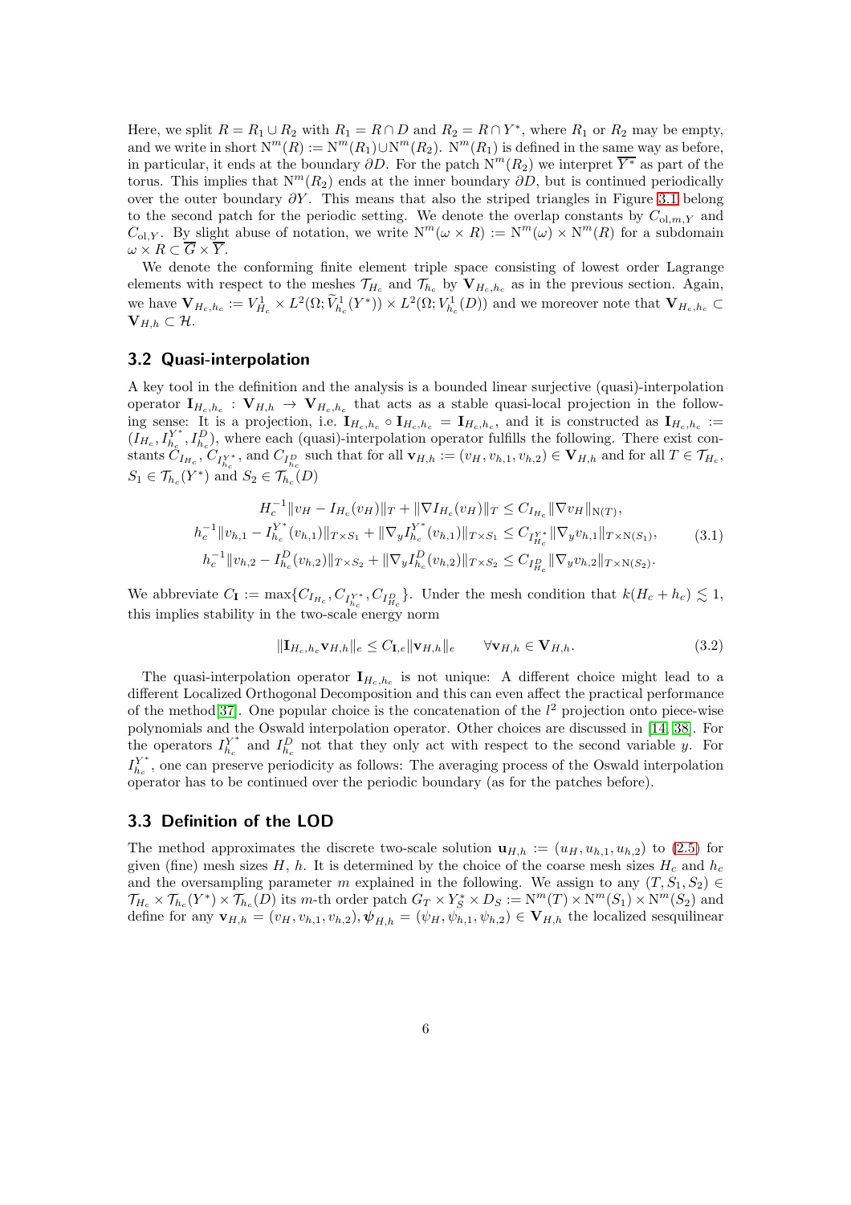Here, we split $R = R_1 \cup R_2$ with $R_1 = R \cap D$ and $R_2 = R \cap Y^*$, where $R_1$ or $R_2$ may be empty, and we write in short $\mathrm{N}^m(R) := \mathrm{N}^m(R_1) \cup \mathrm{N}^m(R_2)$. $\mathrm{N}^m(R_1)$ is defined in the same way as before, in particular, it ends at the boundary $\partial D$. For the patch $\mathrm{N}^m(R_2)$ we interpret $\overline{Y^*}$ as part of the torus. This implies that $\mathrm{N}^m(R_2)$ ends at the inner boundary $\partial D$, but is continued periodically over the outer boundary $\partial Y$. This means that also the striped triangles in Figure 3.1 belong to the second patch for the periodic setting. We denote the overlap constants by $C_{\mathrm{ol},m,Y}$ and $C_{\mathrm{ol},Y}$. By slight abuse of notation, we write $\mathrm{N}^m(\omega \times R) := \mathrm{N}^m(\omega) \times \mathrm{N}^m(R)$ for a subdomain $\omega \times R \subset \overline{G} \times \overline{Y}$.

We denote the conforming finite element triple space consisting of lowest order Lagrange elements with respect to the meshes $\mathcal{T}_{H_c}$ and $\mathcal{T}_{h_c}$ by $\mathbf{V}_{H_c,h_c}$ as in the previous section. Again, we have $\mathbf{V}_{H_c,h_c} := V^1_{H_c} \times L^2(\Omega; \widetilde{V}^1_{h_c}(Y^*)) \times L^2(\Omega; V^1_{h_c}(D))$ and we moreover note that $\mathbf{V}_{H_c,h_c} \subset \mathbf{V}_{H,h} \subset \mathcal{H}$.

## 3.2 Quasi-interpolation

A key tool in the definition and the analysis is a bounded linear surjective (quasi)-interpolation operator $\mathbf{I}_{H_c,h_c} : \mathbf{V}_{H,h} \to \mathbf{V}_{H_c,h_c}$ that acts as a stable quasi-local projection in the following sense: It is a projection, i.e. $\mathbf{I}_{H_c,h_c} \circ \mathbf{I}_{H_c,h_c} = \mathbf{I}_{H_c,h_c}$, and it is constructed as $\mathbf{I}_{H_c,h_c} := (I_{H_c}, I^{Y^*}_{h_c}, I^D_{h_c})$, where each (quasi)-interpolation operator fulfills the following. There exist constants $C_{I_{H_c}}$, $C_{I^{Y^*}_{h_c}}$, and $C_{I^D_{H_c}}$ such that for all $\mathbf{v}_{H,h} := (v_H, v_{h,1}, v_{h,2}) \in \mathbf{V}_{H,h}$ and for all $T \in \mathcal{T}_{H_c}$, $S_1 \in \mathcal{T}_{h_c}(Y^*)$ and $S_2 \in \mathcal{T}_{h_c}(D)$

$$
\begin{aligned}
H_c^{-1}\|v_H - I_{H_c}(v_H)\|_T + \|\nabla I_{H_c}(v_H)\|_T &\leq C_{I_{H_c}} \|\nabla v_H\|_{\mathrm{N}(T)},\\
h_c^{-1}\|v_{h,1} - I^{Y^*}_{h_c}(v_{h,1})\|_{T\times S_1} + \|\nabla_y I^{Y^*}_{h_c}(v_{h,1})\|_{T\times S_1} &\leq C_{I^{Y^*}_{H_c}} \|\nabla_y v_{h,1}\|_{T\times \mathrm{N}(S_1)},\\
h_c^{-1}\|v_{h,2} - I^D_{h_c}(v_{h,2})\|_{T\times S_2} + \|\nabla_y I^D_{h_c}(v_{h,2})\|_{T\times S_2} &\leq C_{I^D_{H_c}} \|\nabla_y v_{h,2}\|_{T\times \mathrm{N}(S_2)}.
\end{aligned}
\tag{3.1}
$$

We abbreviate $C_{\mathbf{I}} := \max\{C_{I_{H_c}}, C_{I^{Y^*}_{h_c}}, C_{I^D_{H_c}}\}$. Under the mesh condition that $k(H_c + h_c) \lesssim 1$, this implies stability in the two-scale energy norm

$$
\|\mathbf{I}_{H_c,h_c}\mathbf{v}_{H,h}\|_e \leq C_{\mathbf{I},e}\|\mathbf{v}_{H,h}\|_e \qquad \forall \mathbf{v}_{H,h} \in \mathbf{V}_{H,h}. \tag{3.2}
$$

The quasi-interpolation operator $\mathbf{I}_{H_c,h_c}$ is not unique: A different choice might lead to a different Localized Orthogonal Decomposition and this can even affect the practical performance of the method[37]. One popular choice is the concatenation of the $l^2$ projection onto piece-wise polynomials and the Oswald interpolation operator. Other choices are discussed in [14, 38]. For the operators $I^{Y^*}_{h_c}$ and $I^D_{h_c}$ not that they only act with respect to the second variable $y$. For $I^{Y^*}_{h_c}$, one can preserve periodicity as follows: The averaging process of the Oswald interpolation operator has to be continued over the periodic boundary (as for the patches before).

## 3.3 Definition of the LOD

The method approximates the discrete two-scale solution $\mathbf{u}_{H,h} := (u_H, u_{h,1}, u_{h,2})$ to (2.5) for given (fine) mesh sizes $H$, $h$. It is determined by the choice of the coarse mesh sizes $H_c$ and $h_c$ and the oversampling parameter $m$ explained in the following. We assign to any $(T, S_1, S_2) \in \mathcal{T}_{H_c} \times \mathcal{T}_{h_c}(Y^*) \times \mathcal{T}_{h_c}(D)$ its $m$-th order patch $G_T \times Y^*_S \times D_S := \mathrm{N}^m(T) \times \mathrm{N}^m(S_1) \times \mathrm{N}^m(S_2)$ and define for any $\mathbf{v}_{H,h} = (v_H, v_{h,1}, v_{h,2}), \boldsymbol{\psi}_{H,h} = (\psi_H, \psi_{h,1}, \psi_{h,2}) \in \mathbf{V}_{H,h}$ the localized sesquilinear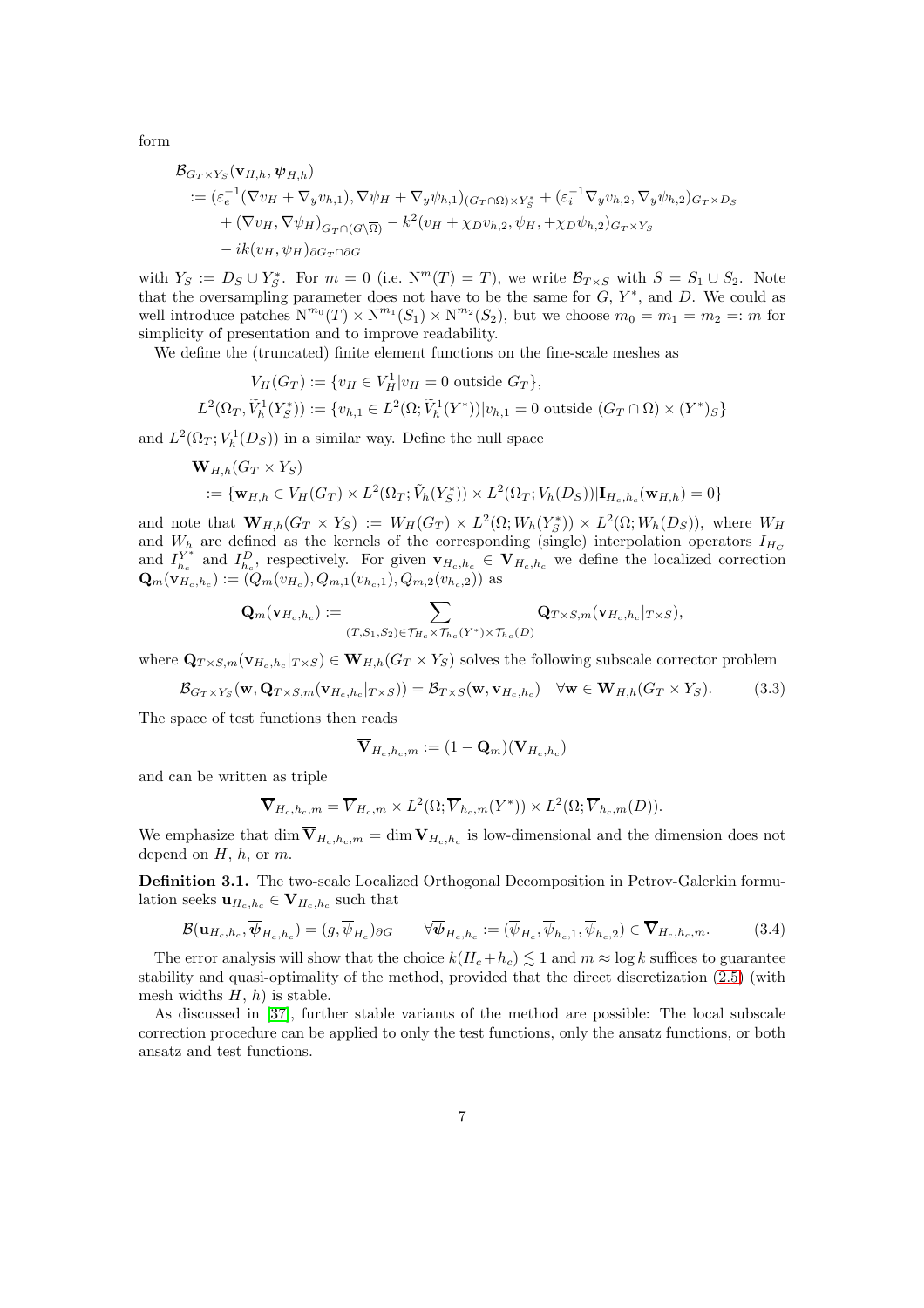form

$$
\begin{aligned}
&\mathcal{B}_{G_T\times Y_S}(\mathbf{v}_{H,h},\boldsymbol{\psi}_{H,h})\\
&:= (\varepsilon_e^{-1}(\nabla v_H+\nabla_y v_{h,1}),\nabla\psi_H+\nabla_y\psi_{h,1})_{(G_T\cap\Omega)\times Y_S^*} + (\varepsilon_i^{-1}\nabla_y v_{h,2},\nabla_y\psi_{h,2})_{G_T\times D_S}\\
&\quad + (\nabla v_H,\nabla\psi_H)_{G_T\cap(G\setminus\overline{\Omega})} - k^2(v_H+\chi_D v_{h,2},\psi_H,+\chi_D\psi_{h,2})_{G_T\times Y_S}\\
&\quad - ik(v_H,\psi_H)_{\partial G_T\cap\partial G}
\end{aligned}
$$

with $Y_S := D_S\cup Y_S^*$. For $m=0$ (i.e. $\mathrm{N}^m(T)=T$), we write $\mathcal{B}_{T\times S}$ with $S=S_1\cup S_2$. Note that the oversampling parameter does not have to be the same for $G$, $Y^*$, and $D$. We could as well introduce patches $\mathrm{N}^{m_0}(T)\times\mathrm{N}^{m_1}(S_1)\times\mathrm{N}^{m_2}(S_2)$, but we choose $m_0=m_1=m_2=:m$ for simplicity of presentation and to improve readability.

We define the (truncated) finite element functions on the fine-scale meshes as

$$
\begin{aligned}
V_H(G_T) &:= \{v_H\in V_H^1 | v_H=0 \text{ outside } G_T\},\\
L^2(\Omega_T,\widetilde{V}_h^1(Y_S^*)) &:= \{v_{h,1}\in L^2(\Omega;\widetilde{V}_h^1(Y^*)) | v_{h,1}=0 \text{ outside } (G_T\cap\Omega)\times(Y^*)_S\}
\end{aligned}
$$

and $L^2(\Omega_T;V_h^1(D_S))$ in a similar way. Define the null space

$$
\begin{aligned}
&\mathbf{W}_{H,h}(G_T\times Y_S)\\
&\quad := \{\mathbf{w}_{H,h}\in V_H(G_T)\times L^2(\Omega_T;\tilde{V}_h(Y_S^*))\times L^2(\Omega_T;V_h(D_S)) | \mathbf{I}_{H_c,h_c}(\mathbf{w}_{H,h})=0\}
\end{aligned}
$$

and note that $\mathbf{W}_{H,h}(G_T\times Y_S) := W_H(G_T)\times L^2(\Omega;W_h(Y_S^*))\times L^2(\Omega;W_h(D_S))$, where $W_H$ and $W_h$ are defined as the kernels of the corresponding (single) interpolation operators $I_{H_C}$ and $I_{h_c}^{Y^*}$ and $I_{h_c}^D$, respectively. For given $\mathbf{v}_{H_c,h_c}\in\mathbf{V}_{H_c,h_c}$ we define the localized correction $\mathbf{Q}_m(\mathbf{v}_{H_c,h_c}) := (Q_m(v_{H_c}),Q_{m,1}(v_{h_c,1}),Q_{m,2}(v_{h_c,2}))$ as

$$
\mathbf{Q}_m(\mathbf{v}_{H_c,h_c}) := \sum_{(T,S_1,S_2)\in\mathcal{T}_{H_c}\times\mathcal{T}_{h_c}(Y^*)\times\mathcal{T}_{h_c}(D)} \mathbf{Q}_{T\times S,m}(\mathbf{v}_{H_c,h_c}|_{T\times S}),
$$

where $\mathbf{Q}_{T\times S,m}(\mathbf{v}_{H_c,h_c}|_{T\times S})\in\mathbf{W}_{H,h}(G_T\times Y_S)$ solves the following subscale corrector problem

$$
\mathcal{B}_{G_T\times Y_S}(\mathbf{w},\mathbf{Q}_{T\times S,m}(\mathbf{v}_{H_c,h_c}|_{T\times S})) = \mathcal{B}_{T\times S}(\mathbf{w},\mathbf{v}_{H_c,h_c}) \quad \forall\mathbf{w}\in\mathbf{W}_{H,h}(G_T\times Y_S). \tag{3.3}
$$

The space of test functions then reads

$$
\overline{\mathbf{V}}_{H_c,h_c,m} := (1-\mathbf{Q}_m)(\mathbf{V}_{H_c,h_c})
$$

and can be written as triple

$$
\overline{\mathbf{V}}_{H_c,h_c,m} = \overline{V}_{H_c,m}\times L^2(\Omega;\overline{V}_{h_c,m}(Y^*))\times L^2(\Omega;\overline{V}_{h_c,m}(D)).
$$

We emphasize that $\dim\overline{\mathbf{V}}_{H_c,h_c,m} = \dim\mathbf{V}_{H_c,h_c}$ is low-dimensional and the dimension does not depend on $H$, $h$, or $m$.

**Definition 3.1.** The two-scale Localized Orthogonal Decomposition in Petrov-Galerkin formulation seeks $\mathbf{u}_{H_c,h_c}\in\mathbf{V}_{H_c,h_c}$ such that

$$
\mathcal{B}(\mathbf{u}_{H_c,h_c},\overline{\boldsymbol{\psi}}_{H_c,h_c}) = (g,\overline{\psi}_{H_c})_{\partial G} \qquad \forall\overline{\boldsymbol{\psi}}_{H_c,h_c} := (\overline{\psi}_{H_c},\overline{\psi}_{h_c,1},\overline{\psi}_{h_c,2})\in\overline{\mathbf{V}}_{H_c,h_c,m}. \tag{3.4}
$$

The error analysis will show that the choice $k(H_c+h_c)\lesssim 1$ and $m\approx\log k$ suffices to guarantee stability and quasi-optimality of the method, provided that the direct discretization (2.5) (with mesh widths $H$, $h$) is stable.

As discussed in [37], further stable variants of the method are possible: The local subscale correction procedure can be applied to only the test functions, only the ansatz functions, or both ansatz and test functions.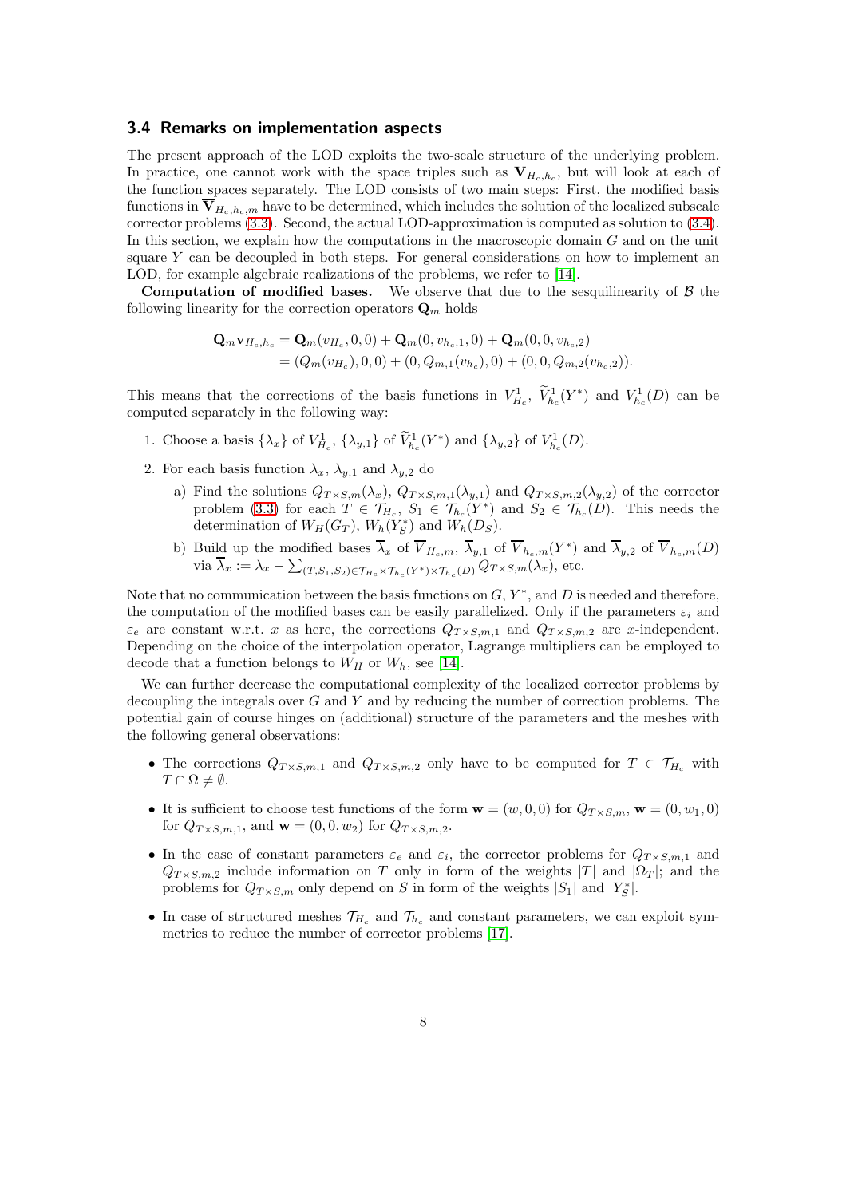### 3.4 Remarks on implementation aspects

The present approach of the LOD exploits the two-scale structure of the underlying problem. In practice, one cannot work with the space triples such as $\mathbf{V}_{H_c,h_c}$, but will look at each of the function spaces separately. The LOD consists of two main steps: First, the modified basis functions in $\overline{\mathbf{V}}_{H_c,h_c,m}$ have to be determined, which includes the solution of the localized subscale corrector problems (3.3). Second, the actual LOD-approximation is computed as solution to (3.4). In this section, we explain how the computations in the macroscopic domain $G$ and on the unit square $Y$ can be decoupled in both steps. For general considerations on how to implement an LOD, for example algebraic realizations of the problems, we refer to [14].

**Computation of modified bases.** We observe that due to the sesquilinearity of $\mathcal{B}$ the following linearity for the correction operators $\mathbf{Q}_m$ holds

$$
\begin{aligned}
\mathbf{Q}_m \mathbf{v}_{H_c,h_c} &= \mathbf{Q}_m(v_{H_c},0,0) + \mathbf{Q}_m(0,v_{h_c,1},0) + \mathbf{Q}_m(0,0,v_{h_c,2})\\
&= (Q_m(v_{H_c}),0,0) + (0,Q_{m,1}(v_{h_c}),0) + (0,0,Q_{m,2}(v_{h_c,2})).
\end{aligned}
$$

This means that the corrections of the basis functions in $V^1_{H_c}$, $\widetilde{V}^1_{h_c}(Y^*)$ and $V^1_{h_c}(D)$ can be computed separately in the following way:

1. Choose a basis $\{\lambda_x\}$ of $V^1_{H_c}$, $\{\lambda_{y,1}\}$ of $\widetilde{V}^1_{h_c}(Y^*)$ and $\{\lambda_{y,2}\}$ of $V^1_{h_c}(D)$.
2. For each basis function $\lambda_x$, $\lambda_{y,1}$ and $\lambda_{y,2}$ do
   a) Find the solutions $Q_{T\times S,m}(\lambda_x)$, $Q_{T\times S,m,1}(\lambda_{y,1})$ and $Q_{T\times S,m,2}(\lambda_{y,2})$ of the corrector problem (3.3) for each $T\in\mathcal{T}_{H_c}$, $S_1\in\mathcal{T}_{h_c}(Y^*)$ and $S_2\in\mathcal{T}_{h_c}(D)$. This needs the determination of $W_H(G_T)$, $W_h(Y^*_S)$ and $W_h(D_S)$.
   b) Build up the modified bases $\overline{\lambda}_x$ of $\overline{V}_{H_c,m}$, $\overline{\lambda}_{y,1}$ of $\overline{V}_{h_c,m}(Y^*)$ and $\overline{\lambda}_{y,2}$ of $\overline{V}_{h_c,m}(D)$ via $\overline{\lambda}_x := \lambda_x - \sum_{(T,S_1,S_2)\in\mathcal{T}_{H_c}\times\mathcal{T}_{h_c}(Y^*)\times\mathcal{T}_{h_c}(D)} Q_{T\times S,m}(\lambda_x)$, etc.

Note that no communication between the basis functions on $G$, $Y^*$, and $D$ is needed and therefore, the computation of the modified bases can be easily parallelized. Only if the parameters $\varepsilon_i$ and $\varepsilon_e$ are constant w.r.t. $x$ as here, the corrections $Q_{T\times S,m,1}$ and $Q_{T\times S,m,2}$ are $x$-independent. Depending on the choice of the interpolation operator, Lagrange multipliers can be employed to decode that a function belongs to $W_H$ or $W_h$, see [14].

We can further decrease the computational complexity of the localized corrector problems by decoupling the integrals over $G$ and $Y$ and by reducing the number of correction problems. The potential gain of course hinges on (additional) structure of the parameters and the meshes with the following general observations:

- The corrections $Q_{T\times S,m,1}$ and $Q_{T\times S,m,2}$ only have to be computed for $T\in\mathcal{T}_{H_c}$ with $T\cap\Omega\neq\emptyset$.
- It is sufficient to choose test functions of the form $\mathbf{w}=(w,0,0)$ for $Q_{T\times S,m}$, $\mathbf{w}=(0,w_1,0)$ for $Q_{T\times S,m,1}$, and $\mathbf{w}=(0,0,w_2)$ for $Q_{T\times S,m,2}$.
- In the case of constant parameters $\varepsilon_e$ and $\varepsilon_i$, the corrector problems for $Q_{T\times S,m,1}$ and $Q_{T\times S,m,2}$ include information on $T$ only in form of the weights $|T|$ and $|\Omega_T|$; and the problems for $Q_{T\times S,m}$ only depend on $S$ in form of the weights $|S_1|$ and $|Y^*_S|$.
- In case of structured meshes $\mathcal{T}_{H_c}$ and $\mathcal{T}_{h_c}$ and constant parameters, we can exploit symmetries to reduce the number of corrector problems [17].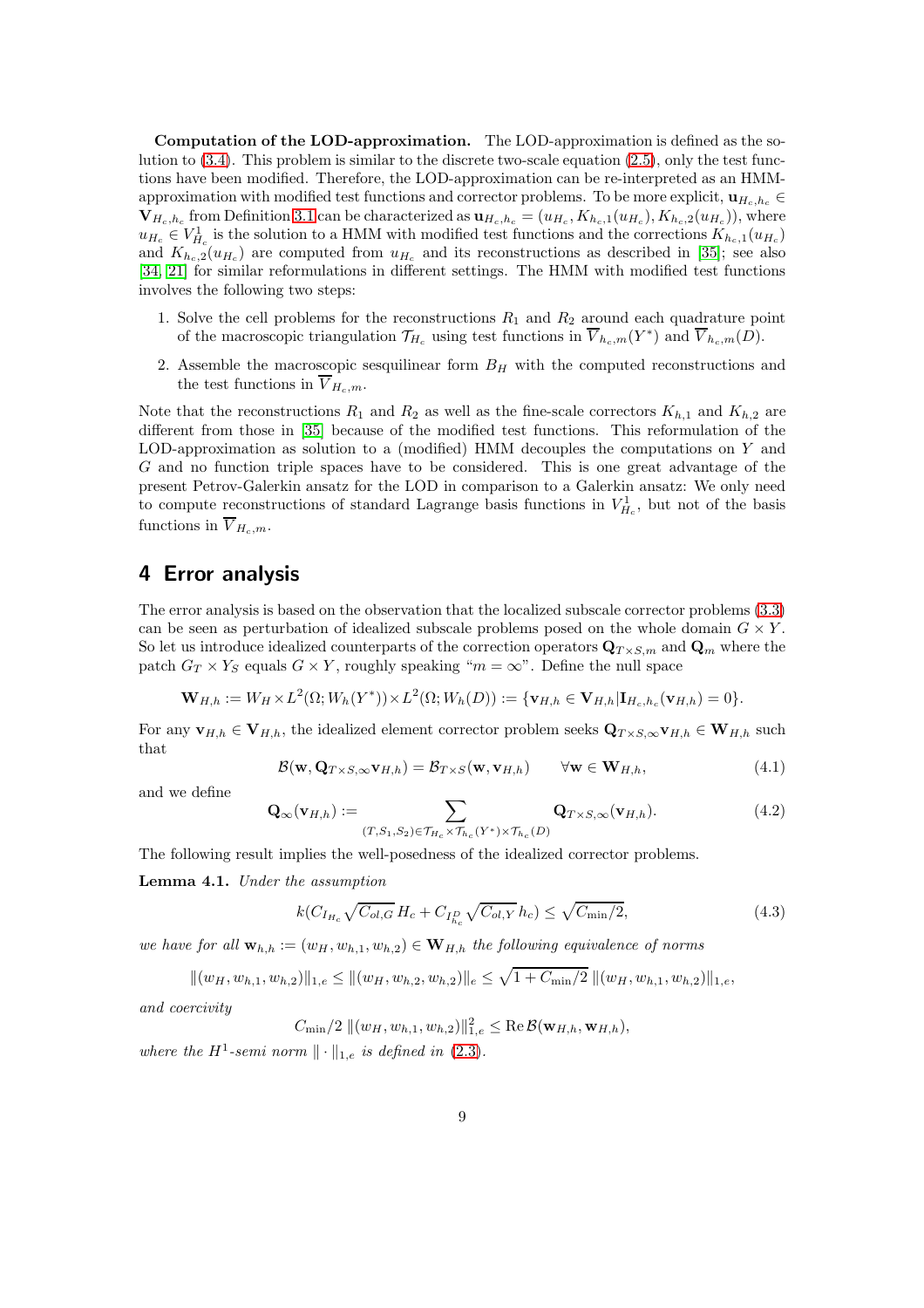**Computation of the LOD-approximation.** The LOD-approximation is defined as the solution to (3.4). This problem is similar to the discrete two-scale equation (2.5), only the test functions have been modified. Therefore, the LOD-approximation can be re-interpreted as an HMM-approximation with modified test functions and corrector problems. To be more explicit, $\mathbf{u}_{H_c,h_c} \in \mathbf{V}_{H_c,h_c}$ from Definition 3.1 can be characterized as $\mathbf{u}_{H_c,h_c} = (u_{H_c}, K_{h_c,1}(u_{H_c}), K_{h_c,2}(u_{H_c}))$, where $u_{H_c} \in V^1_{H_c}$ is the solution to a HMM with modified test functions and the corrections $K_{h_c,1}(u_{H_c})$ and $K_{h_c,2}(u_{H_c})$ are computed from $u_{H_c}$ and its reconstructions as described in [35]; see also [34, 21] for similar reformulations in different settings. The HMM with modified test functions involves the following two steps:

1. Solve the cell problems for the reconstructions $R_1$ and $R_2$ around each quadrature point of the macroscopic triangulation $\mathcal{T}_{H_c}$ using test functions in $\overline{V}_{h_c,m}(Y^*)$ and $\overline{V}_{h_c,m}(D)$.
2. Assemble the macroscopic sesquilinear form $B_H$ with the computed reconstructions and the test functions in $\overline{V}_{H_c,m}$.

Note that the reconstructions $R_1$ and $R_2$ as well as the fine-scale correctors $K_{h,1}$ and $K_{h,2}$ are different from those in [35] because of the modified test functions. This reformulation of the LOD-approximation as solution to a (modified) HMM decouples the computations on $Y$ and $G$ and no function triple spaces have to be considered. This is one great advantage of the present Petrov-Galerkin ansatz for the LOD in comparison to a Galerkin ansatz: We only need to compute reconstructions of standard Lagrange basis functions in $V^1_{H_c}$, but not of the basis functions in $\overline{V}_{H_c,m}$.

## 4 Error analysis

The error analysis is based on the observation that the localized subscale corrector problems (3.3) can be seen as perturbation of idealized subscale problems posed on the whole domain $G \times Y$. So let us introduce idealized counterparts of the correction operators $\mathbf{Q}_{T\times S,m}$ and $\mathbf{Q}_m$ where the patch $G_T \times Y_S$ equals $G \times Y$, roughly speaking "$m = \infty$". Define the null space

$$\mathbf{W}_{H,h} := W_H \times L^2(\Omega; W_h(Y^*)) \times L^2(\Omega; W_h(D)) := \{\mathbf{v}_{H,h} \in \mathbf{V}_{H,h} | \mathbf{I}_{H_c,h_c}(\mathbf{v}_{H,h}) = 0\}.$$

For any $\mathbf{v}_{H,h} \in \mathbf{V}_{H,h}$, the idealized element corrector problem seeks $\mathbf{Q}_{T\times S,\infty}\mathbf{v}_{H,h} \in \mathbf{W}_{H,h}$ such that

$$\mathcal{B}(\mathbf{w}, \mathbf{Q}_{T\times S,\infty}\mathbf{v}_{H,h}) = \mathcal{B}_{T\times S}(\mathbf{w}, \mathbf{v}_{H,h}) \qquad \forall \mathbf{w} \in \mathbf{W}_{H,h}, \tag{4.1}$$

and we define

$$\mathbf{Q}_\infty(\mathbf{v}_{H,h}) := \sum_{(T,S_1,S_2)\in\mathcal{T}_{H_c}\times\mathcal{T}_{h_c}(Y^*)\times\mathcal{T}_{h_c}(D)} \mathbf{Q}_{T\times S,\infty}(\mathbf{v}_{H,h}). \tag{4.2}$$

The following result implies the well-posedness of the idealized corrector problems.

**Lemma 4.1.** *Under the assumption*

$$k(C_{I_{H_c}}\sqrt{C_{ol,G}}\, H_c + C_{I^D_{h_c}}\sqrt{C_{ol,Y}}\, h_c) \le \sqrt{C_{\min}/2}, \tag{4.3}$$

*we have for all $\mathbf{w}_{h,h} := (w_H, w_{h,1}, w_{h,2}) \in \mathbf{W}_{H,h}$ the following equivalence of norms*

$$\|(w_H, w_{h,1}, w_{h,2})\|_{1,e} \le \|(w_H, w_{h,2}, w_{h,2})\|_e \le \sqrt{1 + C_{\min}/2}\, \|(w_H, w_{h,1}, w_{h,2})\|_{1,e},$$

*and coercivity*

$$C_{\min}/2\, \|(w_H, w_{h,1}, w_{h,2})\|^2_{1,e} \le \operatorname{Re} \mathcal{B}(\mathbf{w}_{H,h}, \mathbf{w}_{H,h}),$$

*where the $H^1$-semi norm $\|\cdot\|_{1,e}$ is defined in (2.3).*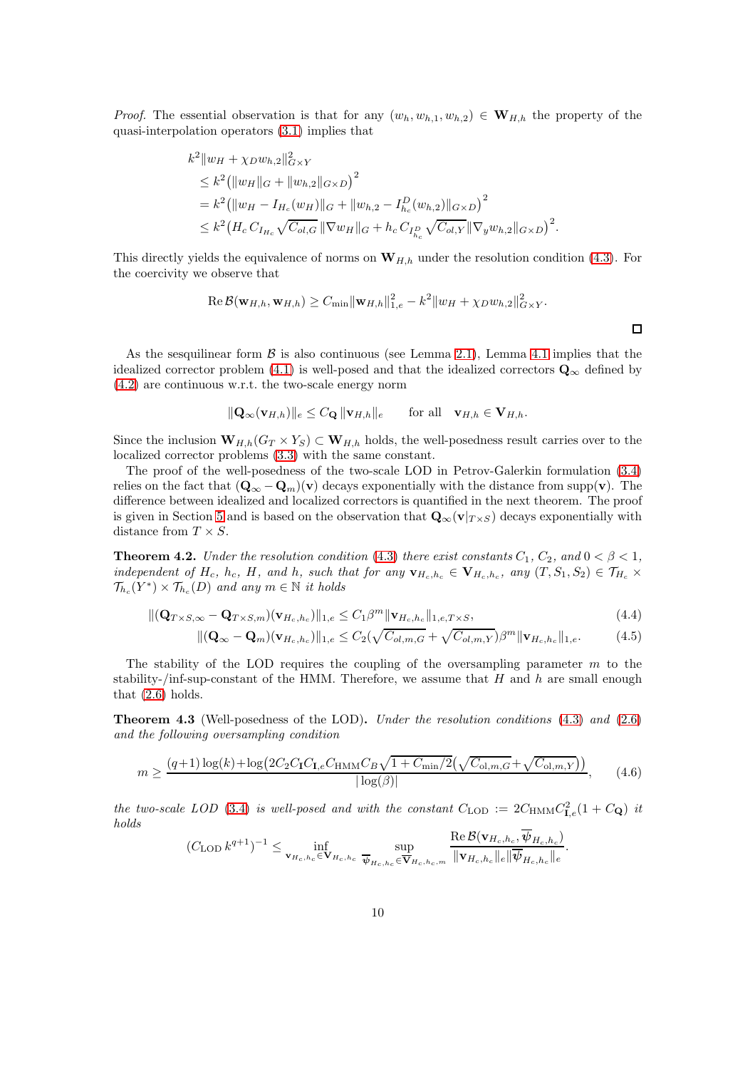*Proof.* The essential observation is that for any $(w_h, w_{h,1}, w_{h,2}) \in \mathbf{W}_{H,h}$ the property of the quasi-interpolation operators (3.1) implies that

$$
\begin{aligned}
&k^2 \|w_H + \chi_D w_{h,2}\|^2_{G\times Y} \\
&\leq k^2 \big(\|w_H\|_G + \|w_{h,2}\|_{G\times D}\big)^2 \\
&= k^2 \big(\|w_H - I_{H_c}(w_H)\|_G + \|w_{h,2} - I^D_{h_c}(w_{h,2})\|_{G\times D}\big)^2 \\
&\leq k^2 \big(H_c\, C_{I_{H_c}} \sqrt{C_{ol,G}}\, \|\nabla w_H\|_G + h_c\, C_{I^D_{h_c}} \sqrt{C_{ol,Y}} \|\nabla_y w_{h,2}\|_{G\times D}\big)^2.
\end{aligned}
$$

This directly yields the equivalence of norms on $\mathbf{W}_{H,h}$ under the resolution condition (4.3). For the coercivity we observe that

$$
\operatorname{Re} \mathcal{B}(\mathbf{w}_{H,h}, \mathbf{w}_{H,h}) \geq C_{\min} \|\mathbf{w}_{H,h}\|^2_{1,e} - k^2 \|w_H + \chi_D w_{h,2}\|^2_{G\times Y}.
$$

□

As the sesquilinear form $\mathcal{B}$ is also continuous (see Lemma 2.1), Lemma 4.1 implies that the idealized corrector problem (4.1) is well-posed and that the idealized correctors $\mathbf{Q}_\infty$ defined by (4.2) are continuous w.r.t. the two-scale energy norm

$$
\|\mathbf{Q}_\infty(\mathbf{v}_{H,h})\|_e \leq C_{\mathbf{Q}}\, \|\mathbf{v}_{H,h}\|_e \qquad \text{for all} \quad \mathbf{v}_{H,h} \in \mathbf{V}_{H,h}.
$$

Since the inclusion $\mathbf{W}_{H,h}(G_T \times Y_S) \subset \mathbf{W}_{H,h}$ holds, the well-posedness result carries over to the localized corrector problems (3.3) with the same constant.

The proof of the well-posedness of the two-scale LOD in Petrov-Galerkin formulation (3.4) relies on the fact that $(\mathbf{Q}_\infty - \mathbf{Q}_m)(\mathbf{v})$ decays exponentially with the distance from $\operatorname{supp}(\mathbf{v})$. The difference between idealized and localized correctors is quantified in the next theorem. The proof is given in Section 5 and is based on the observation that $\mathbf{Q}_\infty(\mathbf{v}|_{T\times S})$ decays exponentially with distance from $T \times S$.

**Theorem 4.2.** *Under the resolution condition* (4.3) *there exist constants* $C_1$, $C_2$, *and* $0 < \beta < 1$, *independent of* $H_c$, $h_c$, $H$, *and* $h$, *such that for any* $\mathbf{v}_{H_c,h_c} \in \mathbf{V}_{H_c,h_c}$, *any* $(T, S_1, S_2) \in \mathcal{T}_{H_c} \times \mathcal{T}_{h_c}(Y^*) \times \mathcal{T}_{h_c}(D)$ *and any* $m \in \mathbb{N}$ *it holds*

$$
\|(\mathbf{Q}_{T\times S,\infty} - \mathbf{Q}_{T\times S,m})(\mathbf{v}_{H_c,h_c})\|_{1,e} \leq C_1 \beta^m \|\mathbf{v}_{H_c,h_c}\|_{1,e,T\times S}, \tag{4.4}
$$

$$
\|(\mathbf{Q}_\infty - \mathbf{Q}_m)(\mathbf{v}_{H_c,h_c})\|_{1,e} \leq C_2 (\sqrt{C_{ol,m,G}} + \sqrt{C_{ol,m,Y}}) \beta^m \|\mathbf{v}_{H_c,h_c}\|_{1,e}. \tag{4.5}
$$

The stability of the LOD requires the coupling of the oversampling parameter $m$ to the stability-/inf-sup-constant of the HMM. Therefore, we assume that $H$ and $h$ are small enough that (2.6) holds.

**Theorem 4.3** (Well-posedness of the LOD)**.** *Under the resolution conditions* (4.3) *and* (2.6) *and the following oversampling condition*

$$
m \geq \frac{(q+1)\log(k) + \log\big(2C_2 C_{\mathbf{I}} C_{\mathbf{I},e} C_{\mathrm{HMM}} C_B \sqrt{1 + C_{\min}/2}\big(\sqrt{C_{\mathrm{ol},m,G}} + \sqrt{C_{\mathrm{ol},m,Y}}\big)\big)}{|\log(\beta)|}, \tag{4.6}
$$

*the two-scale LOD* (3.4) *is well-posed and with the constant* $C_{\mathrm{LOD}} := 2C_{\mathrm{HMM}} C^2_{\mathbf{I},e}(1 + C_{\mathbf{Q}})$ *it holds*

$$
(C_{\mathrm{LOD}}\, k^{q+1})^{-1} \leq \inf_{\mathbf{v}_{H_c,h_c} \in \mathbf{V}_{H_c,h_c}} \sup_{\overline{\boldsymbol{\psi}}_{H_c,h_c} \in \overline{\mathbf{V}}_{H_c,h_c,m}} \frac{\operatorname{Re} \mathcal{B}(\mathbf{v}_{H_c,h_c}, \overline{\boldsymbol{\psi}}_{H_c,h_c})}{\|\mathbf{v}_{H_c,h_c}\|_e \|\overline{\boldsymbol{\psi}}_{H_c,h_c}\|_e}.
$$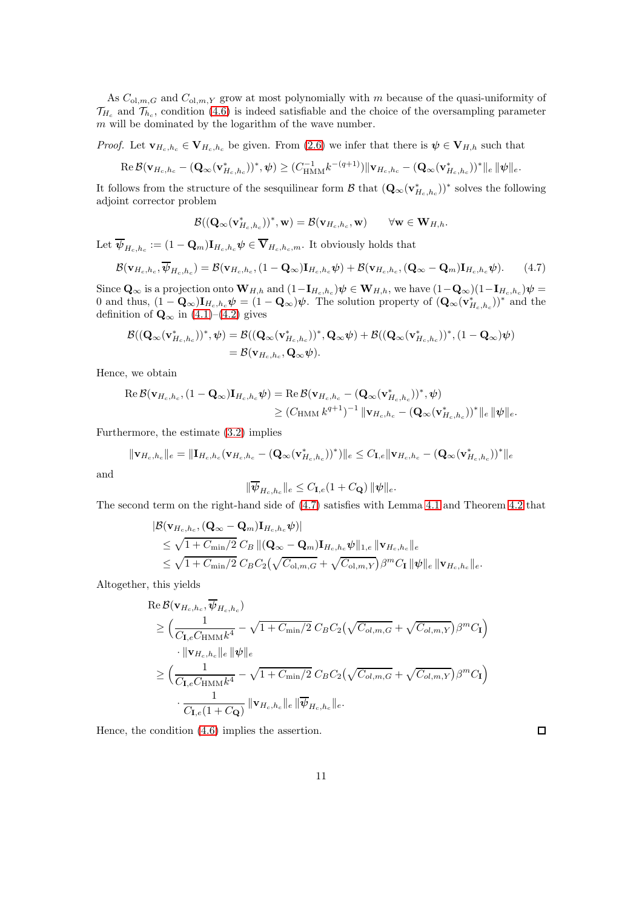As $C_{\mathrm{ol},m,G}$ and $C_{\mathrm{ol},m,Y}$ grow at most polynomially with $m$ because of the quasi-uniformity of $\mathcal{T}_{H_c}$ and $\mathcal{T}_{h_c}$, condition (4.6) is indeed satisfiable and the choice of the oversampling parameter $m$ will be dominated by the logarithm of the wave number.

*Proof.* Let $\mathbf{v}_{H_c,h_c} \in \mathbf{V}_{H_c,h_c}$ be given. From (2.6) we infer that there is $\boldsymbol{\psi} \in \mathbf{V}_{H,h}$ such that

$$\operatorname{Re} \mathcal{B}(\mathbf{v}_{H_c,h_c} - (\mathbf{Q}_\infty(\mathbf{v}^*_{H_c,h_c}))^*, \boldsymbol{\psi}) \geq (C_{\mathrm{HMM}}^{-1} k^{-(q+1)}) \|\mathbf{v}_{H_c,h_c} - (\mathbf{Q}_\infty(\mathbf{v}^*_{H_c,h_c}))^*\|_e \, \|\boldsymbol{\psi}\|_e.$$

It follows from the structure of the sesquilinear form $\mathcal{B}$ that $(\mathbf{Q}_\infty(\mathbf{v}^*_{H_c,h_c}))^*$ solves the following adjoint corrector problem

$$\mathcal{B}((\mathbf{Q}_\infty(\mathbf{v}^*_{H_c,h_c}))^*, \mathbf{w}) = \mathcal{B}(\mathbf{v}_{H_c,h_c}, \mathbf{w}) \qquad \forall \mathbf{w} \in \mathbf{W}_{H,h}.$$

Let $\overline{\boldsymbol{\psi}}_{H_c,h_c} := (1 - \mathbf{Q}_m)\mathbf{I}_{H_c,h_c}\boldsymbol{\psi} \in \overline{\mathbf{V}}_{H_c,h_c,m}$. It obviously holds that

$$\mathcal{B}(\mathbf{v}_{H_c,h_c}, \overline{\boldsymbol{\psi}}_{H_c,h_c}) = \mathcal{B}(\mathbf{v}_{H_c,h_c}, (1 - \mathbf{Q}_\infty)\mathbf{I}_{H_c,h_c}\boldsymbol{\psi}) + \mathcal{B}(\mathbf{v}_{H_c,h_c}, (\mathbf{Q}_\infty - \mathbf{Q}_m)\mathbf{I}_{H_c,h_c}\boldsymbol{\psi}). \tag{4.7}$$

Since $\mathbf{Q}_\infty$ is a projection onto $\mathbf{W}_{H,h}$ and $(1-\mathbf{I}_{H_c,h_c})\boldsymbol{\psi} \in \mathbf{W}_{H,h}$, we have $(1-\mathbf{Q}_\infty)(1-\mathbf{I}_{H_c,h_c})\boldsymbol{\psi} = 0$ and thus, $(1 - \mathbf{Q}_\infty)\mathbf{I}_{H_c,h_c}\boldsymbol{\psi} = (1 - \mathbf{Q}_\infty)\boldsymbol{\psi}$. The solution property of $(\mathbf{Q}_\infty(\mathbf{v}^*_{H_c,h_c}))^*$ and the definition of $\mathbf{Q}_\infty$ in (4.1)–(4.2) gives

$$\begin{aligned}
\mathcal{B}((\mathbf{Q}_\infty(\mathbf{v}^*_{H_c,h_c}))^*, \boldsymbol{\psi}) &= \mathcal{B}((\mathbf{Q}_\infty(\mathbf{v}^*_{H_c,h_c}))^*, \mathbf{Q}_\infty\boldsymbol{\psi}) + \mathcal{B}((\mathbf{Q}_\infty(\mathbf{v}^*_{H_c,h_c}))^*, (1 - \mathbf{Q}_\infty)\boldsymbol{\psi}) \\
&= \mathcal{B}(\mathbf{v}_{H_c,h_c}, \mathbf{Q}_\infty\boldsymbol{\psi}).
\end{aligned}$$

Hence, we obtain

$$\begin{aligned}
\operatorname{Re} \mathcal{B}(\mathbf{v}_{H_c,h_c}, (1 - \mathbf{Q}_\infty)\mathbf{I}_{H_c,h_c}\boldsymbol{\psi}) &= \operatorname{Re} \mathcal{B}(\mathbf{v}_{H_c,h_c} - (\mathbf{Q}_\infty(\mathbf{v}^*_{H_c,h_c}))^*, \boldsymbol{\psi}) \\
&\geq (C_{\mathrm{HMM}}\, k^{q+1})^{-1} \, \|\mathbf{v}_{H_c,h_c} - (\mathbf{Q}_\infty(\mathbf{v}^*_{H_c,h_c}))^*\|_e \, \|\boldsymbol{\psi}\|_e.
\end{aligned}$$

Furthermore, the estimate (3.2) implies

$$\|\mathbf{v}_{H_c,h_c}\|_e = \|\mathbf{I}_{H_c,h_c}(\mathbf{v}_{H_c,h_c} - (\mathbf{Q}_\infty(\mathbf{v}^*_{H_c,h_c}))^*)\|_e \leq C_{\mathbf{I},e}\|\mathbf{v}_{H_c,h_c} - (\mathbf{Q}_\infty(\mathbf{v}^*_{H_c,h_c}))^*\|_e$$

and

$$\|\overline{\boldsymbol{\psi}}_{H_c,h_c}\|_e \leq C_{\mathbf{I},e}(1 + C_{\mathbf{Q}})\, \|\boldsymbol{\psi}\|_e.$$

The second term on the right-hand side of (4.7) satisfies with Lemma 4.1 and Theorem 4.2 that

$$\begin{aligned}
&|\mathcal{B}(\mathbf{v}_{H_c,h_c}, (\mathbf{Q}_\infty - \mathbf{Q}_m)\mathbf{I}_{H_c,h_c}\boldsymbol{\psi})| \\
&\leq \sqrt{1 + C_{\min}/2}\; C_B \, \|(\mathbf{Q}_\infty - \mathbf{Q}_m)\mathbf{I}_{H_c,h_c}\boldsymbol{\psi}\|_{1,e} \, \|\mathbf{v}_{H_c,h_c}\|_e \\
&\leq \sqrt{1 + C_{\min}/2}\; C_B C_2\big(\sqrt{C_{\mathrm{ol},m,G}} + \sqrt{C_{\mathrm{ol},m,Y}}\big)\beta^m C_{\mathbf{I}} \, \|\boldsymbol{\psi}\|_e \, \|\mathbf{v}_{H_c,h_c}\|_e.
\end{aligned}$$

Altogether, this yields

$$\begin{aligned}
&\operatorname{Re} \mathcal{B}(\mathbf{v}_{H_c,h_c}, \overline{\boldsymbol{\psi}}_{H_c,h_c}) \\
&\geq \Big(\frac{1}{C_{\mathbf{I},e} C_{\mathrm{HMM}} k^4} - \sqrt{1 + C_{\min}/2}\; C_B C_2\big(\sqrt{C_{ol,m,G}} + \sqrt{C_{ol,m,Y}}\big)\beta^m C_{\mathbf{I}}\Big) \\
&\qquad \cdot \|\mathbf{v}_{H_c,h_c}\|_e \, \|\boldsymbol{\psi}\|_e \\
&\geq \Big(\frac{1}{C_{\mathbf{I},e} C_{\mathrm{HMM}} k^4} - \sqrt{1 + C_{\min}/2}\; C_B C_2\big(\sqrt{C_{ol,m,G}} + \sqrt{C_{ol,m,Y}}\big)\beta^m C_{\mathbf{I}}\Big) \\
&\qquad \cdot \frac{1}{C_{\mathbf{I},e}(1 + C_{\mathbf{Q}})} \, \|\mathbf{v}_{H_c,h_c}\|_e \, \|\overline{\boldsymbol{\psi}}_{H_c,h_c}\|_e.
\end{aligned}$$

Hence, the condition (4.6) implies the assertion. ◻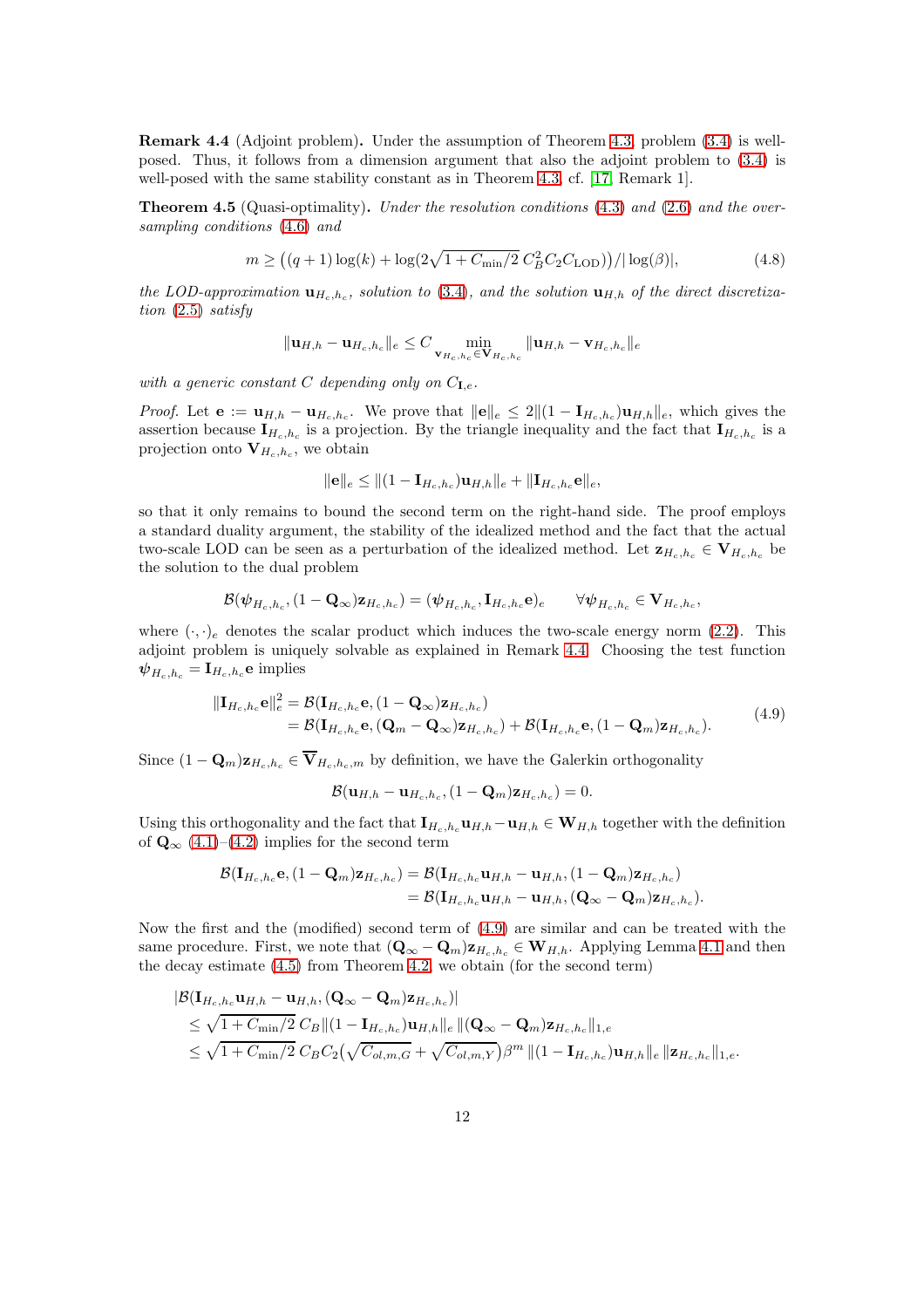**Remark 4.4** (Adjoint problem)**.** Under the assumption of Theorem 4.3, problem (3.4) is well-posed. Thus, it follows from a dimension argument that also the adjoint problem to (3.4) is well-posed with the same stability constant as in Theorem 4.3, cf. [17, Remark 1].

**Theorem 4.5** (Quasi-optimality)**.** *Under the resolution conditions* (4.3) *and* (2.6) *and the oversampling conditions* (4.6) *and*

$$m \geq \big((q+1)\log(k) + \log(2\sqrt{1+C_{\min}/2}\, C_B^2 C_2 C_{\mathrm{LOD}})\big)/|\log(\beta)|, \tag{4.8}$$

*the LOD-approximation $\mathbf{u}_{H_c,h_c}$, solution to* (3.4)*, and the solution $\mathbf{u}_{H,h}$ of the direct discretization* (2.5) *satisfy*

$$\|\mathbf{u}_{H,h} - \mathbf{u}_{H_c,h_c}\|_e \leq C \min_{\mathbf{v}_{H_c,h_c} \in \mathbf{V}_{H_c,h_c}} \|\mathbf{u}_{H,h} - \mathbf{v}_{H_c,h_c}\|_e$$

*with a generic constant $C$ depending only on $C_{\mathbf{I},e}$.*

*Proof.* Let $\mathbf{e} := \mathbf{u}_{H,h} - \mathbf{u}_{H_c,h_c}$. We prove that $\|\mathbf{e}\|_e \leq 2\|(1-\mathbf{I}_{H_c,h_c})\mathbf{u}_{H,h}\|_e$, which gives the assertion because $\mathbf{I}_{H_c,h_c}$ is a projection. By the triangle inequality and the fact that $\mathbf{I}_{H_c,h_c}$ is a projection onto $\mathbf{V}_{H_c,h_c}$, we obtain

$$\|\mathbf{e}\|_e \leq \|(1-\mathbf{I}_{H_c,h_c})\mathbf{u}_{H,h}\|_e + \|\mathbf{I}_{H_c,h_c}\mathbf{e}\|_e,$$

so that it only remains to bound the second term on the right-hand side. The proof employs a standard duality argument, the stability of the idealized method and the fact that the actual two-scale LOD can be seen as a perturbation of the idealized method. Let $\mathbf{z}_{H_c,h_c} \in \mathbf{V}_{H_c,h_c}$ be the solution to the dual problem

$$\mathcal{B}(\boldsymbol{\psi}_{H_c,h_c}, (1-\mathbf{Q}_\infty)\mathbf{z}_{H_c,h_c}) = (\boldsymbol{\psi}_{H_c,h_c}, \mathbf{I}_{H_c,h_c}\mathbf{e})_e \qquad \forall \boldsymbol{\psi}_{H_c,h_c} \in \mathbf{V}_{H_c,h_c},$$

where $(\cdot,\cdot)_e$ denotes the scalar product which induces the two-scale energy norm (2.2). This adjoint problem is uniquely solvable as explained in Remark 4.4. Choosing the test function $\boldsymbol{\psi}_{H_c,h_c} = \mathbf{I}_{H_c,h_c}\mathbf{e}$ implies

$$\begin{aligned}
\|\mathbf{I}_{H_c,h_c}\mathbf{e}\|_e^2 &= \mathcal{B}(\mathbf{I}_{H_c,h_c}\mathbf{e}, (1-\mathbf{Q}_\infty)\mathbf{z}_{H_c,h_c}) \\
&= \mathcal{B}(\mathbf{I}_{H_c,h_c}\mathbf{e}, (\mathbf{Q}_m-\mathbf{Q}_\infty)\mathbf{z}_{H_c,h_c}) + \mathcal{B}(\mathbf{I}_{H_c,h_c}\mathbf{e}, (1-\mathbf{Q}_m)\mathbf{z}_{H_c,h_c}).
\end{aligned} \tag{4.9}$$

Since $(1-\mathbf{Q}_m)\mathbf{z}_{H_c,h_c} \in \overline{\mathbf{V}}_{H_c,h_c,m}$ by definition, we have the Galerkin orthogonality

$$\mathcal{B}(\mathbf{u}_{H,h} - \mathbf{u}_{H_c,h_c}, (1-\mathbf{Q}_m)\mathbf{z}_{H_c,h_c}) = 0.$$

Using this orthogonality and the fact that $\mathbf{I}_{H_c,h_c}\mathbf{u}_{H,h} - \mathbf{u}_{H,h} \in \mathbf{W}_{H,h}$ together with the definition of $\mathbf{Q}_\infty$ (4.1)–(4.2) implies for the second term

$$\begin{aligned}
\mathcal{B}(\mathbf{I}_{H_c,h_c}\mathbf{e}, (1-\mathbf{Q}_m)\mathbf{z}_{H_c,h_c}) &= \mathcal{B}(\mathbf{I}_{H_c,h_c}\mathbf{u}_{H,h} - \mathbf{u}_{H,h}, (1-\mathbf{Q}_m)\mathbf{z}_{H_c,h_c}) \\
&= \mathcal{B}(\mathbf{I}_{H_c,h_c}\mathbf{u}_{H,h} - \mathbf{u}_{H,h}, (\mathbf{Q}_\infty-\mathbf{Q}_m)\mathbf{z}_{H_c,h_c}).
\end{aligned}$$

Now the first and the (modified) second term of (4.9) are similar and can be treated with the same procedure. First, we note that $(\mathbf{Q}_\infty - \mathbf{Q}_m)\mathbf{z}_{H_c,h_c} \in \mathbf{W}_{H,h}$. Applying Lemma 4.1 and then the decay estimate (4.5) from Theorem 4.2, we obtain (for the second term)

$$\begin{aligned}
&|\mathcal{B}(\mathbf{I}_{H_c,h_c}\mathbf{u}_{H,h} - \mathbf{u}_{H,h}, (\mathbf{Q}_\infty-\mathbf{Q}_m)\mathbf{z}_{H_c,h_c})| \\
&\quad \leq \sqrt{1+C_{\min}/2}\, C_B \|(1-\mathbf{I}_{H_c,h_c})\mathbf{u}_{H,h}\|_e \, \|(\mathbf{Q}_\infty-\mathbf{Q}_m)\mathbf{z}_{H_c,h_c}\|_{1,e} \\
&\quad \leq \sqrt{1+C_{\min}/2}\, C_B C_2 \big(\sqrt{C_{ol,m,G}} + \sqrt{C_{ol,m,Y}}\big)\beta^m \, \|(1-\mathbf{I}_{H_c,h_c})\mathbf{u}_{H,h}\|_e \, \|\mathbf{z}_{H_c,h_c}\|_{1,e}.
\end{aligned}$$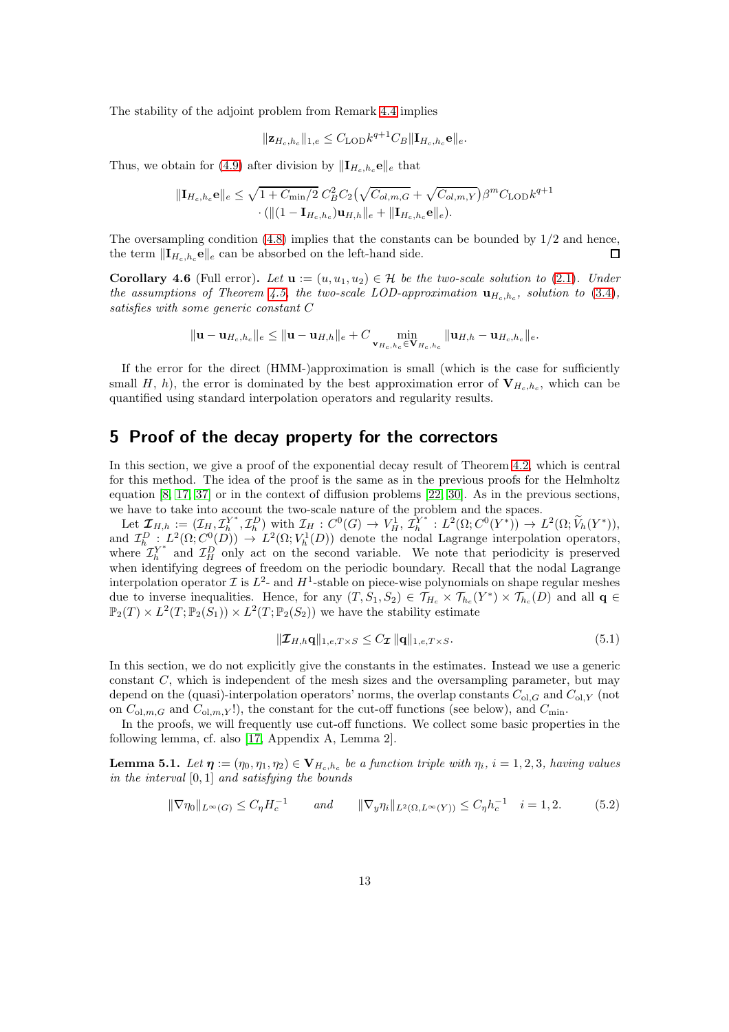The stability of the adjoint problem from Remark 4.4 implies

$$\|\mathbf{z}_{H_c,h_c}\|_{1,e} \leq C_{\mathrm{LOD}} k^{q+1} C_B \|\mathbf{I}_{H_c,h_c}\mathbf{e}\|_e.$$

Thus, we obtain for (4.9) after division by $\|\mathbf{I}_{H_c,h_c}\mathbf{e}\|_e$ that

$$\|\mathbf{I}_{H_c,h_c}\mathbf{e}\|_e \leq \sqrt{1+C_{\min}/2}\, C_B^2 C_2 \big(\sqrt{C_{ol,m,G}} + \sqrt{C_{ol,m,Y}}\big)\beta^m C_{\mathrm{LOD}} k^{q+1} \cdot \big(\|(1-\mathbf{I}_{H_c,h_c})\mathbf{u}_{H,h}\|_e + \|\mathbf{I}_{H_c,h_c}\mathbf{e}\|_e\big).$$

The oversampling condition (4.8) implies that the constants can be bounded by $1/2$ and hence, the term $\|\mathbf{I}_{H_c,h_c}\mathbf{e}\|_e$ can be absorbed on the left-hand side. □

**Corollary 4.6** (Full error)**.** *Let $\mathbf{u} := (u, u_1, u_2) \in \mathcal{H}$ be the two-scale solution to (2.1). Under the assumptions of Theorem 4.5, the two-scale LOD-approximation $\mathbf{u}_{H_c,h_c}$, solution to (3.4), satisfies with some generic constant $C$*

$$\|\mathbf{u} - \mathbf{u}_{H_c,h_c}\|_e \leq \|\mathbf{u} - \mathbf{u}_{H,h}\|_e + C \min_{\mathbf{v}_{H_c,h_c}\in \mathbf{V}_{H_c,h_c}} \|\mathbf{u}_{H,h} - \mathbf{u}_{H_c,h_c}\|_e.$$

If the error for the direct (HMM-)approximation is small (which is the case for sufficiently small $H$, $h$), the error is dominated by the best approximation error of $\mathbf{V}_{H_c,h_c}$, which can be quantified using standard interpolation operators and regularity results.

## 5 Proof of the decay property for the correctors

In this section, we give a proof of the exponential decay result of Theorem 4.2, which is central for this method. The idea of the proof is the same as in the previous proofs for the Helmholtz equation [8, 17, 37] or in the context of diffusion problems [22, 30]. As in the previous sections, we have to take into account the two-scale nature of the problem and the spaces.

Let $\boldsymbol{\mathcal{I}}_{H,h} := (\mathcal{I}_H, \mathcal{I}_h^{Y^*}, \mathcal{I}_h^D)$ with $\mathcal{I}_H : C^0(G) \to V_H^1$, $\mathcal{I}_h^{Y^*} : L^2(\Omega; C^0(Y^*)) \to L^2(\Omega; \widetilde{V}_h(Y^*))$, and $\mathcal{I}_h^D : L^2(\Omega; C^0(D)) \to L^2(\Omega; V_h^1(D))$ denote the nodal Lagrange interpolation operators, where $\mathcal{I}_h^{Y^*}$ and $\mathcal{I}_H^D$ only act on the second variable. We note that periodicity is preserved when identifying degrees of freedom on the periodic boundary. Recall that the nodal Lagrange interpolation operator $\mathcal{I}$ is $L^2$- and $H^1$-stable on piece-wise polynomials on shape regular meshes due to inverse inequalities. Hence, for any $(T, S_1, S_2) \in \mathcal{T}_{H_c} \times \mathcal{T}_{h_c}(Y^*) \times \mathcal{T}_{h_c}(D)$ and all $\mathbf{q} \in \mathbb{P}_2(T) \times L^2(T; \mathbb{P}_2(S_1)) \times L^2(T; \mathbb{P}_2(S_2))$ we have the stability estimate

$$\|\boldsymbol{\mathcal{I}}_{H,h}\mathbf{q}\|_{1,e,T\times S} \leq C_{\boldsymbol{\mathcal{I}}}\, \|\mathbf{q}\|_{1,e,T\times S}. \tag{5.1}$$

In this section, we do not explicitly give the constants in the estimates. Instead we use a generic constant $C$, which is independent of the mesh sizes and the oversampling parameter, but may depend on the (quasi-)interpolation operators' norms, the overlap constants $C_{\mathrm{ol},G}$ and $C_{\mathrm{ol},Y}$ (not on $C_{\mathrm{ol},m,G}$ and $C_{\mathrm{ol},m,Y}$!), the constant for the cut-off functions (see below), and $C_{\min}$.

In the proofs, we will frequently use cut-off functions. We collect some basic properties in the following lemma, cf. also [17, Appendix A, Lemma 2].

**Lemma 5.1.** *Let $\boldsymbol{\eta} := (\eta_0, \eta_1, \eta_2) \in \mathbf{V}_{H_c,h_c}$ be a function triple with $\eta_i$, $i = 1, 2, 3$, having values in the interval $[0, 1]$ and satisfying the bounds*

$$\|\nabla \eta_0\|_{L^\infty(G)} \leq C_\eta H_c^{-1} \qquad \text{and} \qquad \|\nabla_y \eta_i\|_{L^2(\Omega, L^\infty(Y))} \leq C_\eta h_c^{-1} \quad i = 1, 2. \tag{5.2}$$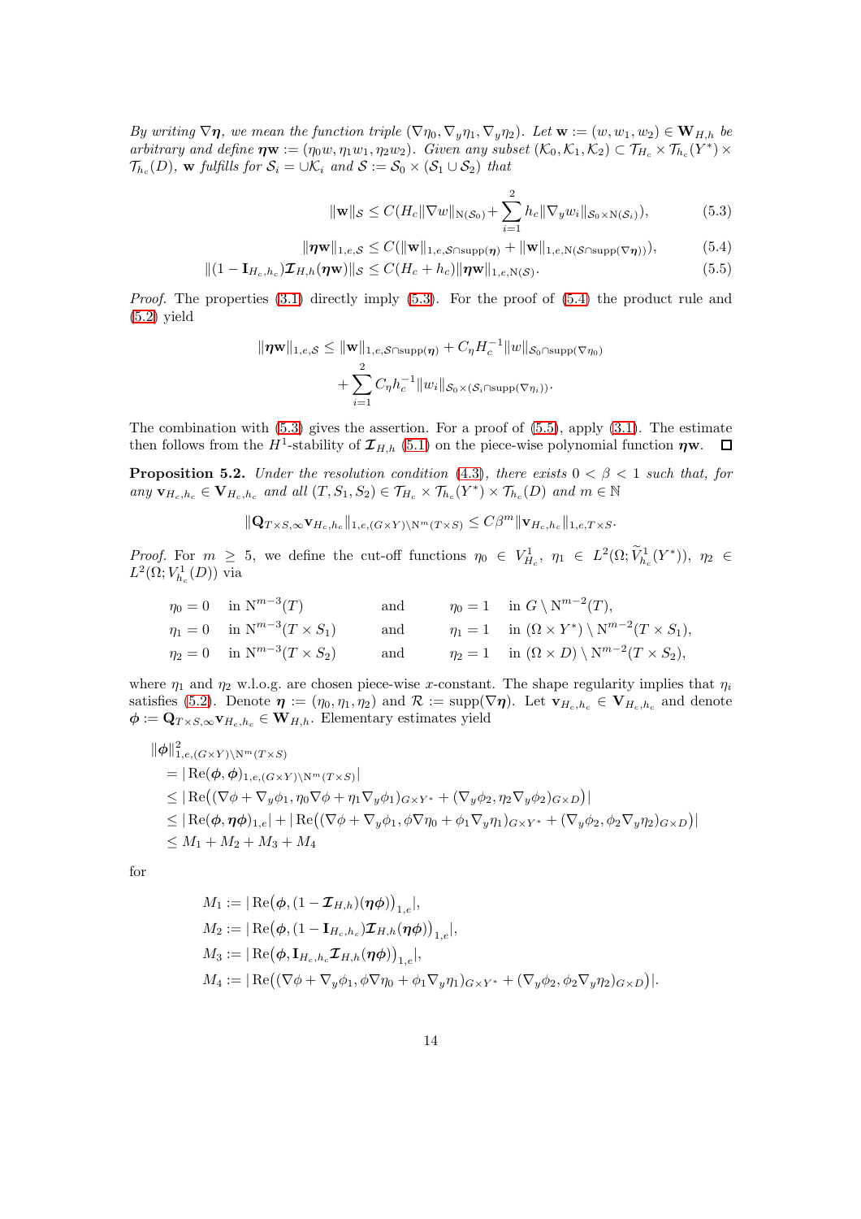*By writing $\nabla\boldsymbol{\eta}$, we mean the function triple $(\nabla\eta_0, \nabla_y\eta_1, \nabla_y\eta_2)$. Let $\mathbf{w} := (w, w_1, w_2) \in \mathbf{W}_{H,h}$ be arbitrary and define $\boldsymbol{\eta}\mathbf{w} := (\eta_0 w, \eta_1 w_1, \eta_2 w_2)$. Given any subset $(\mathcal{K}_0, \mathcal{K}_1, \mathcal{K}_2) \subset \mathcal{T}_{H_c} \times \mathcal{T}_{h_c}(Y^*) \times \mathcal{T}_{h_c}(D)$, $\mathbf{w}$ fulfills for $\mathcal{S}_i = \cup\mathcal{K}_i$ and $\mathcal{S} := \mathcal{S}_0 \times (\mathcal{S}_1 \cup \mathcal{S}_2)$ that*

$$\|\mathbf{w}\|_{\mathcal{S}} \leq C(H_c\|\nabla w\|_{\mathrm{N}(\mathcal{S}_0)} + \sum_{i=1}^{2} h_c\|\nabla_y w_i\|_{\mathcal{S}_0\times \mathrm{N}(\mathcal{S}_i)}), \tag{5.3}$$

$$\|\boldsymbol{\eta}\mathbf{w}\|_{1,e,\mathcal{S}} \leq C(\|\mathbf{w}\|_{1,e,\mathcal{S}\cap\mathrm{supp}(\boldsymbol{\eta})} + \|\mathbf{w}\|_{1,e,\mathrm{N}(\mathcal{S}\cap\mathrm{supp}(\nabla\boldsymbol{\eta}))}), \tag{5.4}$$

$$\|(1 - \mathbf{I}_{H_c,h_c})\boldsymbol{\mathcal{I}}_{H,h}(\boldsymbol{\eta}\mathbf{w})\|_{\mathcal{S}} \leq C(H_c + h_c)\|\boldsymbol{\eta}\mathbf{w}\|_{1,e,\mathrm{N}(\mathcal{S})}. \tag{5.5}$$

*Proof.* The properties (3.1) directly imply (5.3). For the proof of (5.4) the product rule and (5.2) yield

$$\|\boldsymbol{\eta}\mathbf{w}\|_{1,e,\mathcal{S}} \leq \|\mathbf{w}\|_{1,e,\mathcal{S}\cap\mathrm{supp}(\boldsymbol{\eta})} + C_\eta H_c^{-1}\|w\|_{\mathcal{S}_0\cap\mathrm{supp}(\nabla\eta_0)} + \sum_{i=1}^{2} C_\eta h_c^{-1}\|w_i\|_{\mathcal{S}_0\times(\mathcal{S}_i\cap\mathrm{supp}(\nabla\eta_i))}.$$

The combination with (5.3) gives the assertion. For a proof of (5.5), apply (3.1). The estimate then follows from the $H^1$-stability of $\boldsymbol{\mathcal{I}}_{H,h}$ (5.1) on the piece-wise polynomial function $\boldsymbol{\eta}\mathbf{w}$. $\square$

**Proposition 5.2.** *Under the resolution condition (4.3), there exists $0 < \beta < 1$ such that, for any $\mathbf{v}_{H_c,h_c} \in \mathbf{V}_{H_c,h_c}$ and all $(T, S_1, S_2) \in \mathcal{T}_{H_c} \times \mathcal{T}_{h_c}(Y^*) \times \mathcal{T}_{h_c}(D)$ and $m \in \mathbb{N}$*

$$\|\mathbf{Q}_{T\times S,\infty}\mathbf{v}_{H_c,h_c}\|_{1,e,(G\times Y)\setminus \mathrm{N}^m(T\times S)} \leq C\beta^m\|\mathbf{v}_{H_c,h_c}\|_{1,e,T\times S}.$$

*Proof.* For $m \geq 5$, we define the cut-off functions $\eta_0 \in V^1_{H_c}$, $\eta_1 \in L^2(\Omega; \widetilde{V}^1_{h_c}(Y^*))$, $\eta_2 \in L^2(\Omega; V^1_{h_c}(D))$ via

$$\begin{aligned}
&\eta_0 = 0 \quad \text{in } \mathrm{N}^{m-3}(T) && \text{and} && \eta_0 = 1 \quad \text{in } G \setminus \mathrm{N}^{m-2}(T),\\
&\eta_1 = 0 \quad \text{in } \mathrm{N}^{m-3}(T\times S_1) && \text{and} && \eta_1 = 1 \quad \text{in } (\Omega\times Y^*) \setminus \mathrm{N}^{m-2}(T\times S_1),\\
&\eta_2 = 0 \quad \text{in } \mathrm{N}^{m-3}(T\times S_2) && \text{and} && \eta_2 = 1 \quad \text{in } (\Omega\times D) \setminus \mathrm{N}^{m-2}(T\times S_2),
\end{aligned}$$

where $\eta_1$ and $\eta_2$ w.l.o.g. are chosen piece-wise $x$-constant. The shape regularity implies that $\eta_i$ satisfies (5.2). Denote $\boldsymbol{\eta} := (\eta_0, \eta_1, \eta_2)$ and $\mathcal{R} := \mathrm{supp}(\nabla\boldsymbol{\eta})$. Let $\mathbf{v}_{H_c,h_c} \in \mathbf{V}_{H_c,h_c}$ and denote $\boldsymbol{\phi} := \mathbf{Q}_{T\times S,\infty}\mathbf{v}_{H_c,h_c} \in \mathbf{W}_{H,h}$. Elementary estimates yield

$$\begin{aligned}
&\|\boldsymbol{\phi}\|^2_{1,e,(G\times Y)\setminus\mathrm{N}^m(T\times S)}\\
&= |\operatorname{Re}(\boldsymbol{\phi},\boldsymbol{\phi})_{1,e,(G\times Y)\setminus\mathrm{N}^m(T\times S)}|\\
&\leq |\operatorname{Re}\big((\nabla\phi + \nabla_y\phi_1, \eta_0\nabla\phi + \eta_1\nabla_y\phi_1)_{G\times Y^*} + (\nabla_y\phi_2, \eta_2\nabla_y\phi_2)_{G\times D}\big)|\\
&\leq |\operatorname{Re}(\boldsymbol{\phi},\boldsymbol{\eta}\boldsymbol{\phi})_{1,e}| + |\operatorname{Re}\big((\nabla\phi + \nabla_y\phi_1, \phi\nabla\eta_0 + \phi_1\nabla_y\eta_1)_{G\times Y^*} + (\nabla_y\phi_2, \phi_2\nabla_y\eta_2)_{G\times D}\big)|\\
&\leq M_1 + M_2 + M_3 + M_4
\end{aligned}$$

for

$$\begin{aligned}
M_1 &:= |\operatorname{Re}\big(\boldsymbol{\phi}, (1 - \boldsymbol{\mathcal{I}}_{H,h})(\boldsymbol{\eta}\boldsymbol{\phi})\big)_{1,e}|,\\
M_2 &:= |\operatorname{Re}\big(\boldsymbol{\phi}, (1 - \mathbf{I}_{H_c,h_c})\boldsymbol{\mathcal{I}}_{H,h}(\boldsymbol{\eta}\boldsymbol{\phi})\big)_{1,e}|,\\
M_3 &:= |\operatorname{Re}\big(\boldsymbol{\phi}, \mathbf{I}_{H_c,h_c}\boldsymbol{\mathcal{I}}_{H,h}(\boldsymbol{\eta}\boldsymbol{\phi})\big)_{1,e}|,\\
M_4 &:= |\operatorname{Re}\big((\nabla\phi + \nabla_y\phi_1, \phi\nabla\eta_0 + \phi_1\nabla_y\eta_1)_{G\times Y^*} + (\nabla_y\phi_2, \phi_2\nabla_y\eta_2)_{G\times D}\big)|.
\end{aligned}$$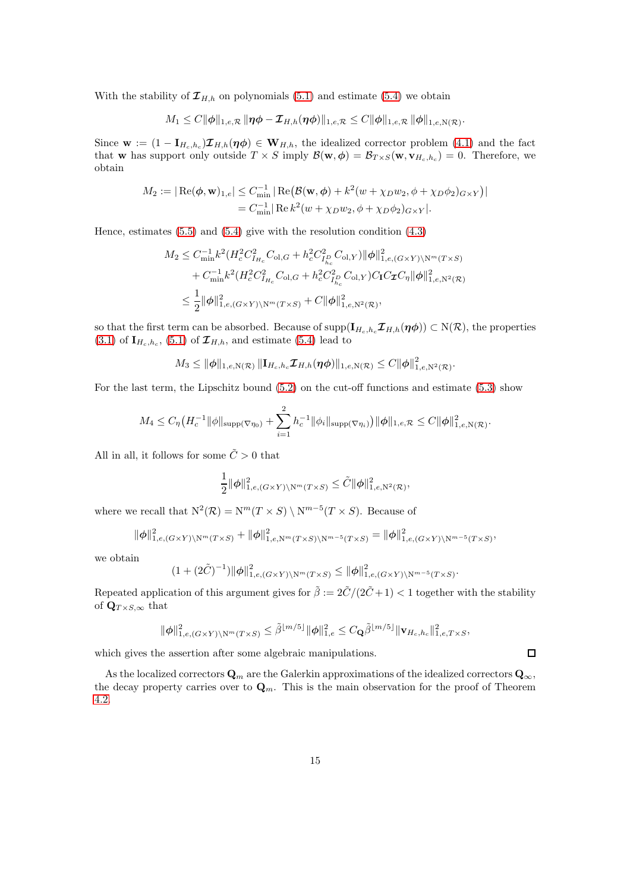With the stability of $\boldsymbol{\mathcal{I}}_{H,h}$ on polynomials (5.1) and estimate (5.4) we obtain

$$
M_1 \leq C\|\boldsymbol{\phi}\|_{1,e,\mathcal{R}} \, \|\boldsymbol{\eta\phi} - \boldsymbol{\mathcal{I}}_{H,h}(\boldsymbol{\eta\phi})\|_{1,e,\mathcal{R}} \leq C\|\boldsymbol{\phi}\|_{1,e,\mathcal{R}} \, \|\boldsymbol{\phi}\|_{1,e,\mathrm{N}(\mathcal{R})}.
$$

Since $\mathbf{w} := (1 - \mathbf{I}_{H_c,h_c})\boldsymbol{\mathcal{I}}_{H,h}(\boldsymbol{\eta\phi}) \in \mathbf{W}_{H,h}$, the idealized corrector problem (4.1) and the fact that $\mathbf{w}$ has support only outside $T \times S$ imply $\mathcal{B}(\mathbf{w}, \boldsymbol{\phi}) = \mathcal{B}_{T\times S}(\mathbf{w}, \mathbf{v}_{H_c,h_c}) = 0$. Therefore, we obtain

$$
\begin{aligned}
M_2 := |\operatorname{Re}(\boldsymbol{\phi}, \mathbf{w})_{1,e}| &\leq C_{\min}^{-1} \left|\operatorname{Re}\big(\mathcal{B}(\mathbf{w}, \boldsymbol{\phi}) + k^2 (w + \chi_D w_2, \phi + \chi_D \phi_2)_{G\times Y}\big)\right| \\
&= C_{\min}^{-1} \left|\operatorname{Re} k^2 (w + \chi_D w_2, \phi + \chi_D \phi_2)_{G\times Y}\right|.
\end{aligned}
$$

Hence, estimates (5.5) and (5.4) give with the resolution condition (4.3)

$$
\begin{aligned}
M_2 &\leq C_{\min}^{-1} k^2 (H_c^2 C_{I_{H_c}}^2 C_{\mathrm{ol},G} + h_c^2 C_{I_{h_c}^D}^2 C_{\mathrm{ol},Y}) \|\boldsymbol{\phi}\|^2_{1,e,(G\times Y)\setminus \mathrm{N}^m(T\times S)} \\
&\quad + C_{\min}^{-1} k^2 (H_c^2 C_{I_{H_c}}^2 C_{\mathrm{ol},G} + h_c^2 C_{I_{h_c}^D}^2 C_{\mathrm{ol},Y}) C_{\mathbf{I}} C_{\boldsymbol{\mathcal{I}}} C_\eta \|\boldsymbol{\phi}\|^2_{1,e,\mathrm{N}^2(\mathcal{R})} \\
&\leq \frac{1}{2} \|\boldsymbol{\phi}\|^2_{1,e,(G\times Y)\setminus \mathrm{N}^m(T\times S)} + C\|\boldsymbol{\phi}\|^2_{1,e,\mathrm{N}^2(\mathcal{R})},
\end{aligned}
$$

so that the first term can be absorbed. Because of $\operatorname{supp}(\mathbf{I}_{H_c,h_c}\boldsymbol{\mathcal{I}}_{H,h}(\boldsymbol{\eta\phi})) \subset \mathrm{N}(\mathcal{R})$, the properties (3.1) of $\mathbf{I}_{H_c,h_c}$, (5.1) of $\boldsymbol{\mathcal{I}}_{H,h}$, and estimate (5.4) lead to

$$
M_3 \leq \|\boldsymbol{\phi}\|_{1,e,\mathrm{N}(\mathcal{R})} \, \|\mathbf{I}_{H_c,h_c}\boldsymbol{\mathcal{I}}_{H,h}(\boldsymbol{\eta\phi})\|_{1,e,\mathrm{N}(\mathcal{R})} \leq C\|\boldsymbol{\phi}\|^2_{1,e,\mathrm{N}^2(\mathcal{R})}.
$$

For the last term, the Lipschitz bound (5.2) on the cut-off functions and estimate (5.3) show

$$
M_4 \leq C_\eta \big(H_c^{-1}\|\phi\|_{\operatorname{supp}(\nabla\eta_0)} + \sum_{i=1}^{2} h_c^{-1}\|\phi_i\|_{\operatorname{supp}(\nabla\eta_i)}\big) \|\boldsymbol{\phi}\|_{1,e,\mathcal{R}} \leq C\|\boldsymbol{\phi}\|^2_{1,e,\mathrm{N}(\mathcal{R})}.
$$

All in all, it follows for some $\tilde{C} > 0$ that

$$
\frac{1}{2}\|\boldsymbol{\phi}\|^2_{1,e,(G\times Y)\setminus \mathrm{N}^m(T\times S)} \leq \tilde{C}\|\boldsymbol{\phi}\|^2_{1,e,\mathrm{N}^2(\mathcal{R})},
$$

where we recall that $\mathrm{N}^2(\mathcal{R}) = \mathrm{N}^m(T\times S) \setminus \mathrm{N}^{m-5}(T\times S)$. Because of

$$
\|\boldsymbol{\phi}\|^2_{1,e,(G\times Y)\setminus \mathrm{N}^m(T\times S)} + \|\boldsymbol{\phi}\|^2_{1,e,\mathrm{N}^m(T\times S)\setminus \mathrm{N}^{m-5}(T\times S)} = \|\boldsymbol{\phi}\|^2_{1,e,(G\times Y)\setminus \mathrm{N}^{m-5}(T\times S)},
$$

we obtain

$$
(1 + (2\tilde{C})^{-1})\|\boldsymbol{\phi}\|^2_{1,e,(G\times Y)\setminus \mathrm{N}^m(T\times S)} \leq \|\boldsymbol{\phi}\|^2_{1,e,(G\times Y)\setminus \mathrm{N}^{m-5}(T\times S)}.
$$

Repeated application of this argument gives for $\tilde{\beta} := 2\tilde{C}/(2\tilde{C}+1) < 1$ together with the stability of $\mathbf{Q}_{T\times S,\infty}$ that

$$
\|\boldsymbol{\phi}\|^2_{1,e,(G\times Y)\setminus \mathrm{N}^m(T\times S)} \leq \tilde{\beta}^{\lfloor m/5\rfloor}\|\boldsymbol{\phi}\|^2_{1,e} \leq C_{\mathbf{Q}}\tilde{\beta}^{\lfloor m/5\rfloor}\|\mathbf{v}_{H_c,h_c}\|^2_{1,e,T\times S},
$$

which gives the assertion after some algebraic manipulations. $\square$

As the localized correctors $\mathbf{Q}_m$ are the Galerkin approximations of the idealized correctors $\mathbf{Q}_\infty$, the decay property carries over to $\mathbf{Q}_m$. This is the main observation for the proof of Theorem 4.2.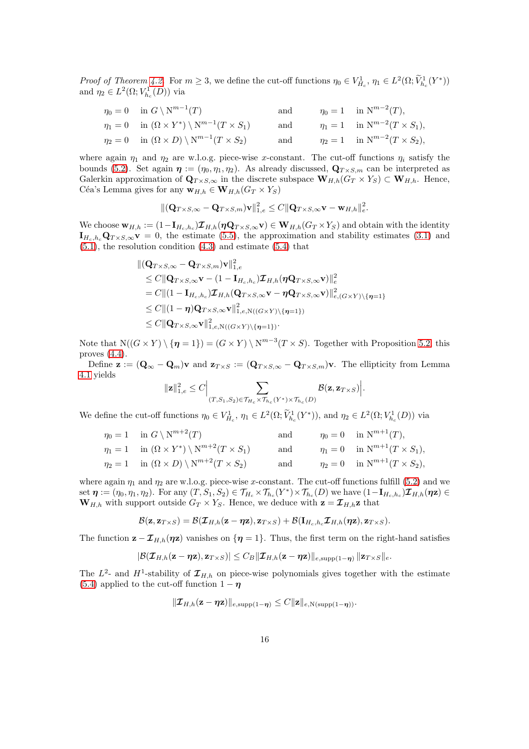*Proof of Theorem 4.2.* For $m \geq 3$, we define the cut-off functions $\eta_0 \in V^1_{H_c}$, $\eta_1 \in L^2(\Omega; \widetilde{V}^1_{h_c}(Y^*))$ and $\eta_2 \in L^2(\Omega; V^1_{h_c}(D))$ via

$$
\begin{aligned}
&\eta_0 = 0 \quad \text{in } G \setminus \mathrm{N}^{m-1}(T) && \text{and} && \eta_0 = 1 \quad \text{in } \mathrm{N}^{m-2}(T),\\
&\eta_1 = 0 \quad \text{in } (\Omega \times Y^*) \setminus \mathrm{N}^{m-1}(T \times S_1) && \text{and} && \eta_1 = 1 \quad \text{in } \mathrm{N}^{m-2}(T \times S_1),\\
&\eta_2 = 0 \quad \text{in } (\Omega \times D) \setminus \mathrm{N}^{m-1}(T \times S_2) && \text{and} && \eta_2 = 1 \quad \text{in } \mathrm{N}^{m-2}(T \times S_2),
\end{aligned}
$$

where again $\eta_1$ and $\eta_2$ are w.l.o.g. piece-wise $x$-constant. The cut-off functions $\eta_i$ satisfy the bounds (5.2). Set again $\boldsymbol{\eta} := (\eta_0, \eta_1, \eta_2)$. As already discussed, $\mathbf{Q}_{T\times S,m}$ can be interpreted as Galerkin approximation of $\mathbf{Q}_{T\times S,\infty}$ in the discrete subspace $\mathbf{W}_{H,h}(G_T \times Y_S) \subset \mathbf{W}_{H,h}$. Hence, Céa's Lemma gives for any $\mathbf{w}_{H,h} \in \mathbf{W}_{H,h}(G_T \times Y_S)$

$$
\|(\mathbf{Q}_{T\times S,\infty} - \mathbf{Q}_{T\times S,m})\mathbf{v}\|^2_{1,e} \leq C\|\mathbf{Q}_{T\times S,\infty}\mathbf{v} - \mathbf{w}_{H,h}\|^2_e.
$$

We choose $\mathbf{w}_{H,h} := (1 - \mathbf{I}_{H_c,h_c})\boldsymbol{\mathcal{I}}_{H,h}(\boldsymbol{\eta}\mathbf{Q}_{T\times S,\infty}\mathbf{v}) \in \mathbf{W}_{H,h}(G_T \times Y_S)$ and obtain with the identity $\mathbf{I}_{H_c,h_c}\mathbf{Q}_{T\times S,\infty}\mathbf{v} = 0$, the estimate (5.5), the approximation and stability estimates (3.1) and (5.1), the resolution condition (4.3) and estimate (5.4) that

$$
\begin{aligned}
&\|(\mathbf{Q}_{T\times S,\infty} - \mathbf{Q}_{T\times S,m})\mathbf{v}\|^2_{1,e}\\
&\quad \leq C\|\mathbf{Q}_{T\times S,\infty}\mathbf{v} - (1 - \mathbf{I}_{H_c,h_c})\boldsymbol{\mathcal{I}}_{H,h}(\boldsymbol{\eta}\mathbf{Q}_{T\times S,\infty}\mathbf{v})\|^2_e\\
&\quad = C\|(1 - \mathbf{I}_{H_c,h_c})\boldsymbol{\mathcal{I}}_{H,h}(\mathbf{Q}_{T\times S,\infty}\mathbf{v} - \boldsymbol{\eta}\mathbf{Q}_{T\times S,\infty}\mathbf{v})\|^2_{e,(G\times Y)\setminus\{\boldsymbol{\eta}=1\}}\\
&\quad \leq C\|(1 - \boldsymbol{\eta})\mathbf{Q}_{T\times S,\infty}\mathbf{v}\|^2_{1,e,\mathrm{N}((G\times Y)\setminus\{\boldsymbol{\eta}=1\})}\\
&\quad \leq C\|\mathbf{Q}_{T\times S,\infty}\mathbf{v}\|^2_{1,e,\mathrm{N}((G\times Y)\setminus\{\boldsymbol{\eta}=1\})}.
\end{aligned}
$$

Note that $\mathrm{N}((G\times Y)\setminus\{\boldsymbol{\eta}=1\}) = (G\times Y)\setminus \mathrm{N}^{m-3}(T\times S)$. Together with Proposition 5.2, this proves (4.4).

Define $\mathbf{z} := (\mathbf{Q}_\infty - \mathbf{Q}_m)\mathbf{v}$ and $\mathbf{z}_{T\times S} := (\mathbf{Q}_{T\times S,\infty} - \mathbf{Q}_{T\times S,m})\mathbf{v}$. The ellipticity from Lemma 4.1 yields

$$
\|\mathbf{z}\|^2_{1,e} \leq C\Big|\sum_{(T,S_1,S_2)\in\mathcal{T}_{H_c}\times\mathcal{T}_{h_c}(Y^*)\times\mathcal{T}_{h_c}(D)} \mathcal{B}(\mathbf{z}, \mathbf{z}_{T\times S})\Big|.
$$

We define the cut-off functions $\eta_0 \in V^1_{H_c}$, $\eta_1 \in L^2(\Omega; \widetilde{V}^1_{h_c}(Y^*))$, and $\eta_2 \in L^2(\Omega; V^1_{h_c}(D))$ via

$$
\begin{aligned}
&\eta_0 = 1 \quad \text{in } G \setminus \mathrm{N}^{m+2}(T) && \text{and} && \eta_0 = 0 \quad \text{in } \mathrm{N}^{m+1}(T),\\
&\eta_1 = 1 \quad \text{in } (\Omega \times Y^*) \setminus \mathrm{N}^{m+2}(T \times S_1) && \text{and} && \eta_1 = 0 \quad \text{in } \mathrm{N}^{m+1}(T \times S_1),\\
&\eta_2 = 1 \quad \text{in } (\Omega \times D) \setminus \mathrm{N}^{m+2}(T \times S_2) && \text{and} && \eta_2 = 0 \quad \text{in } \mathrm{N}^{m+1}(T \times S_2),
\end{aligned}
$$

where again $\eta_1$ and $\eta_2$ are w.l.o.g. piece-wise $x$-constant. The cut-off functions fulfill (5.2) and we set $\boldsymbol{\eta} := (\eta_0, \eta_1, \eta_2)$. For any $(T, S_1, S_2) \in \mathcal{T}_{H_c}\times\mathcal{T}_{h_c}(Y^*)\times\mathcal{T}_{h_c}(D)$ we have $(1 - \mathbf{I}_{H_c,h_c})\boldsymbol{\mathcal{I}}_{H,h}(\boldsymbol{\eta}\mathbf{z}) \in \mathbf{W}_{H,h}$ with support outside $G_T \times Y_S$. Hence, we deduce with $\mathbf{z} = \boldsymbol{\mathcal{I}}_{H,h}\mathbf{z}$ that

$$
\mathcal{B}(\mathbf{z}, \mathbf{z}_{T\times S}) = \mathcal{B}(\boldsymbol{\mathcal{I}}_{H,h}(\mathbf{z} - \boldsymbol{\eta}\mathbf{z}), \mathbf{z}_{T\times S}) + \mathcal{B}(\mathbf{I}_{H_c,h_c}\boldsymbol{\mathcal{I}}_{H,h}(\boldsymbol{\eta}\mathbf{z}), \mathbf{z}_{T\times S}).
$$

The function $\mathbf{z} - \boldsymbol{\mathcal{I}}_{H,h}(\boldsymbol{\eta}\mathbf{z})$ vanishes on $\{\boldsymbol{\eta} = 1\}$. Thus, the first term on the right-hand satisfies

$$
|\mathcal{B}(\boldsymbol{\mathcal{I}}_{H,h}(\mathbf{z} - \boldsymbol{\eta}\mathbf{z}), \mathbf{z}_{T\times S})| \leq C_B\|\boldsymbol{\mathcal{I}}_{H,h}(\mathbf{z} - \boldsymbol{\eta}\mathbf{z})\|_{e,\mathrm{supp}(1-\boldsymbol{\eta})}\,\|\mathbf{z}_{T\times S}\|_e.
$$

The $L^2$- and $H^1$-stability of $\boldsymbol{\mathcal{I}}_{H,h}$ on piece-wise polynomials gives together with the estimate (5.4) applied to the cut-off function $1 - \boldsymbol{\eta}$

$$
\|\boldsymbol{\mathcal{I}}_{H,h}(\mathbf{z} - \boldsymbol{\eta}\mathbf{z})\|_{e,\mathrm{supp}(1-\boldsymbol{\eta})} \leq C\|\mathbf{z}\|_{e,\mathrm{N}(\mathrm{supp}(1-\boldsymbol{\eta}))}.
$$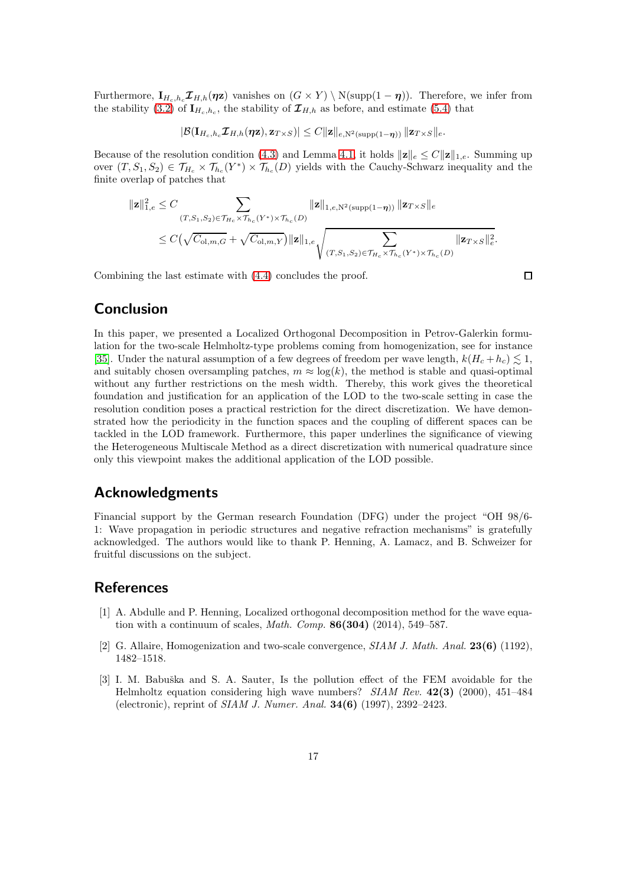Furthermore, $\mathbf{I}_{H_c,h_c}\boldsymbol{\mathcal{I}}_{H,h}(\boldsymbol{\eta}\mathbf{z})$ vanishes on $(G\times Y)\setminus \mathrm{N}(\operatorname{supp}(1-\boldsymbol{\eta}))$. Therefore, we infer from the stability (3.2) of $\mathbf{I}_{H_c,h_c}$, the stability of $\boldsymbol{\mathcal{I}}_{H,h}$ as before, and estimate (5.4) that

$$|\mathcal{B}(\mathbf{I}_{H_c,h_c}\boldsymbol{\mathcal{I}}_{H,h}(\boldsymbol{\eta}\mathbf{z}), \mathbf{z}_{T\times S})| \leq C\|\mathbf{z}\|_{e,\mathrm{N}^2(\operatorname{supp}(1-\boldsymbol{\eta}))}\, \|\mathbf{z}_{T\times S}\|_e.$$

Because of the resolution condition (4.3) and Lemma 4.1, it holds $\|\mathbf{z}\|_e \leq C\|\mathbf{z}\|_{1,e}$. Summing up over $(T, S_1, S_2) \in \mathcal{T}_{H_c} \times \mathcal{T}_{h_c}(Y^*) \times \mathcal{T}_{h_c}(D)$ yields with the Cauchy-Schwarz inequality and the finite overlap of patches that

$$\begin{aligned}
\|\mathbf{z}\|^2_{1,e} &\leq C \sum_{(T,S_1,S_2)\in\mathcal{T}_{H_c}\times\mathcal{T}_{h_c}(Y^*)\times\mathcal{T}_{h_c}(D)} \|\mathbf{z}\|_{1,e,\mathrm{N}^2(\operatorname{supp}(1-\boldsymbol{\eta}))}\, \|\mathbf{z}_{T\times S}\|_e\\
&\leq C\big(\sqrt{C_{\mathrm{ol},m,G}} + \sqrt{C_{\mathrm{ol},m,Y}}\big)\|\mathbf{z}\|_{1,e}\sqrt{\sum_{(T,S_1,S_2)\in\mathcal{T}_{H_c}\times\mathcal{T}_{h_c}(Y^*)\times\mathcal{T}_{h_c}(D)} \|\mathbf{z}_{T\times S}\|^2_e}.
\end{aligned}$$

Combining the last estimate with (4.4) concludes the proof. $\square$

## Conclusion

In this paper, we presented a Localized Orthogonal Decomposition in Petrov-Galerkin formulation for the two-scale Helmholtz-type problems coming from homogenization, see for instance [35]. Under the natural assumption of a few degrees of freedom per wave length, $k(H_c + h_c) \lesssim 1$, and suitably chosen oversampling patches, $m \approx \log(k)$, the method is stable and quasi-optimal without any further restrictions on the mesh width. Thereby, this work gives the theoretical foundation and justification for an application of the LOD to the two-scale setting in case the resolution condition poses a practical restriction for the direct discretization. We have demonstrated how the periodicity in the function spaces and the coupling of different spaces can be tackled in the LOD framework. Furthermore, this paper underlines the significance of viewing the Heterogeneous Multiscale Method as a direct discretization with numerical quadrature since only this viewpoint makes the additional application of the LOD possible.

## Acknowledgments

Financial support by the German research Foundation (DFG) under the project "OH 98/6-1: Wave propagation in periodic structures and negative refraction mechanisms" is gratefully acknowledged. The authors would like to thank P. Henning, A. Lamacz, and B. Schweizer for fruitful discussions on the subject.

## References

[1] A. Abdulle and P. Henning, Localized orthogonal decomposition method for the wave equation with a continuum of scales, *Math. Comp.* **86(304)** (2014), 549–587.

[2] G. Allaire, Homogenization and two-scale convergence, *SIAM J. Math. Anal.* **23(6)** (1192), 1482–1518.

[3] I. M. Babuška and S. A. Sauter, Is the pollution effect of the FEM avoidable for the Helmholtz equation considering high wave numbers? *SIAM Rev.* **42(3)** (2000), 451–484 (electronic), reprint of *SIAM J. Numer. Anal.* **34(6)** (1997), 2392–2423.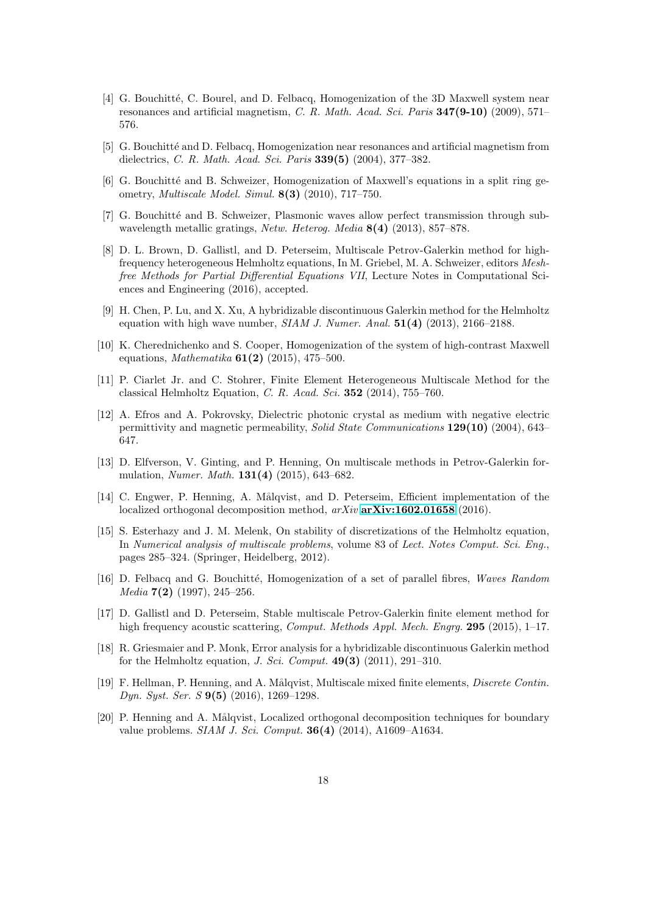[4] G. Bouchitté, C. Bourel, and D. Felbacq, Homogenization of the 3D Maxwell system near resonances and artificial magnetism, *C. R. Math. Acad. Sci. Paris* **347(9-10)** (2009), 571–576.

[5] G. Bouchitté and D. Felbacq, Homogenization near resonances and artificial magnetism from dielectrics, *C. R. Math. Acad. Sci. Paris* **339(5)** (2004), 377–382.

[6] G. Bouchitté and B. Schweizer, Homogenization of Maxwell's equations in a split ring geometry, *Multiscale Model. Simul.* **8(3)** (2010), 717–750.

[7] G. Bouchitté and B. Schweizer, Plasmonic waves allow perfect transmission through subwavelength metallic gratings, *Netw. Heterog. Media* **8(4)** (2013), 857–878.

[8] D. L. Brown, D. Gallistl, and D. Peterseim, Multiscale Petrov-Galerkin method for high-frequency heterogeneous Helmholtz equations, In M. Griebel, M. A. Schweizer, editors *Meshfree Methods for Partial Differential Equations VII*, Lecture Notes in Computational Sciences and Engineering (2016), accepted.

[9] H. Chen, P. Lu, and X. Xu, A hybridizable discontinuous Galerkin method for the Helmholtz equation with high wave number, *SIAM J. Numer. Anal.* **51(4)** (2013), 2166–2188.

[10] K. Cherednichenko and S. Cooper, Homogenization of the system of high-contrast Maxwell equations, *Mathematika* **61(2)** (2015), 475–500.

[11] P. Ciarlet Jr. and C. Stohrer, Finite Element Heterogeneous Multiscale Method for the classical Helmholtz Equation, *C. R. Acad. Sci.* **352** (2014), 755–760.

[12] A. Efros and A. Pokrovsky, Dielectric photonic crystal as medium with negative electric permittivity and magnetic permeability, *Solid State Communications* **129(10)** (2004), 643–647.

[13] D. Elfverson, V. Ginting, and P. Henning, On multiscale methods in Petrov-Galerkin formulation, *Numer. Math.* **131(4)** (2015), 643–682.

[14] C. Engwer, P. Henning, A. Målqvist, and D. Peterseim, Efficient implementation of the localized orthogonal decomposition method, *arXiv* **arXiv:1602.01658** (2016).

[15] S. Esterhazy and J. M. Melenk, On stability of discretizations of the Helmholtz equation, In *Numerical analysis of multiscale problems*, volume 83 of *Lect. Notes Comput. Sci. Eng.*, pages 285–324. (Springer, Heidelberg, 2012).

[16] D. Felbacq and G. Bouchitté, Homogenization of a set of parallel fibres, *Waves Random Media* **7(2)** (1997), 245–256.

[17] D. Gallistl and D. Peterseim, Stable multiscale Petrov-Galerkin finite element method for high frequency acoustic scattering, *Comput. Methods Appl. Mech. Engrg.* **295** (2015), 1–17.

[18] R. Griesmaier and P. Monk, Error analysis for a hybridizable discontinuous Galerkin method for the Helmholtz equation, *J. Sci. Comput.* **49(3)** (2011), 291–310.

[19] F. Hellman, P. Henning, and A. Målqvist, Multiscale mixed finite elements, *Discrete Contin. Dyn. Syst. Ser. S* **9(5)** (2016), 1269–1298.

[20] P. Henning and A. Målqvist, Localized orthogonal decomposition techniques for boundary value problems. *SIAM J. Sci. Comput.* **36(4)** (2014), A1609–A1634.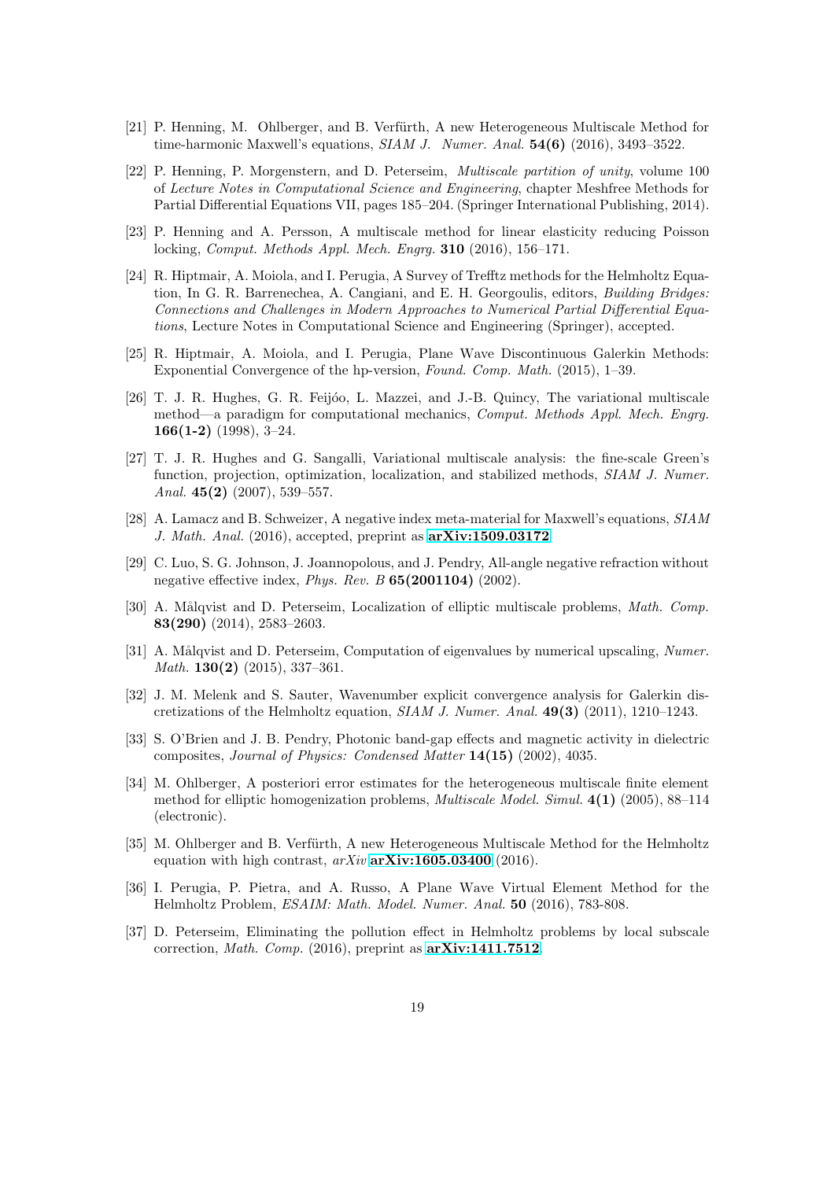[21] P. Henning, M. Ohlberger, and B. Verfürth, A new Heterogeneous Multiscale Method for time-harmonic Maxwell's equations, *SIAM J. Numer. Anal.* **54(6)** (2016), 3493–3522.

[22] P. Henning, P. Morgenstern, and D. Peterseim, *Multiscale partition of unity*, volume 100 of *Lecture Notes in Computational Science and Engineering*, chapter Meshfree Methods for Partial Differential Equations VII, pages 185–204. (Springer International Publishing, 2014).

[23] P. Henning and A. Persson, A multiscale method for linear elasticity reducing Poisson locking, *Comput. Methods Appl. Mech. Engrg.* **310** (2016), 156–171.

[24] R. Hiptmair, A. Moiola, and I. Perugia, A Survey of Trefftz methods for the Helmholtz Equation, In G. R. Barrenechea, A. Cangiani, and E. H. Georgoulis, editors, *Building Bridges: Connections and Challenges in Modern Approaches to Numerical Partial Differential Equations*, Lecture Notes in Computational Science and Engineering (Springer), accepted.

[25] R. Hiptmair, A. Moiola, and I. Perugia, Plane Wave Discontinuous Galerkin Methods: Exponential Convergence of the hp-version, *Found. Comp. Math.* (2015), 1–39.

[26] T. J. R. Hughes, G. R. Feijóo, L. Mazzei, and J.-B. Quincy, The variational multiscale method—a paradigm for computational mechanics, *Comput. Methods Appl. Mech. Engrg.* **166(1-2)** (1998), 3–24.

[27] T. J. R. Hughes and G. Sangalli, Variational multiscale analysis: the fine-scale Green's function, projection, optimization, localization, and stabilized methods, *SIAM J. Numer. Anal.* **45(2)** (2007), 539–557.

[28] A. Lamacz and B. Schweizer, A negative index meta-material for Maxwell's equations, *SIAM J. Math. Anal.* (2016), accepted, preprint as **arXiv:1509.03172**.

[29] C. Luo, S. G. Johnson, J. Joannopolous, and J. Pendry, All-angle negative refraction without negative effective index, *Phys. Rev. B* **65(2001104)** (2002).

[30] A. Målqvist and D. Peterseim, Localization of elliptic multiscale problems, *Math. Comp.* **83(290)** (2014), 2583–2603.

[31] A. Målqvist and D. Peterseim, Computation of eigenvalues by numerical upscaling, *Numer. Math.* **130(2)** (2015), 337–361.

[32] J. M. Melenk and S. Sauter, Wavenumber explicit convergence analysis for Galerkin discretizations of the Helmholtz equation, *SIAM J. Numer. Anal.* **49(3)** (2011), 1210–1243.

[33] S. O'Brien and J. B. Pendry, Photonic band-gap effects and magnetic activity in dielectric composites, *Journal of Physics: Condensed Matter* **14(15)** (2002), 4035.

[34] M. Ohlberger, A posteriori error estimates for the heterogeneous multiscale finite element method for elliptic homogenization problems, *Multiscale Model. Simul.* **4(1)** (2005), 88–114 (electronic).

[35] M. Ohlberger and B. Verfürth, A new Heterogeneous Multiscale Method for the Helmholtz equation with high contrast, *arXiv* **arXiv:1605.03400** (2016).

[36] I. Perugia, P. Pietra, and A. Russo, A Plane Wave Virtual Element Method for the Helmholtz Problem, *ESAIM: Math. Model. Numer. Anal.* **50** (2016), 783-808.

[37] D. Peterseim, Eliminating the pollution effect in Helmholtz problems by local subscale correction, *Math. Comp.* (2016), preprint as **arXiv:1411.7512**.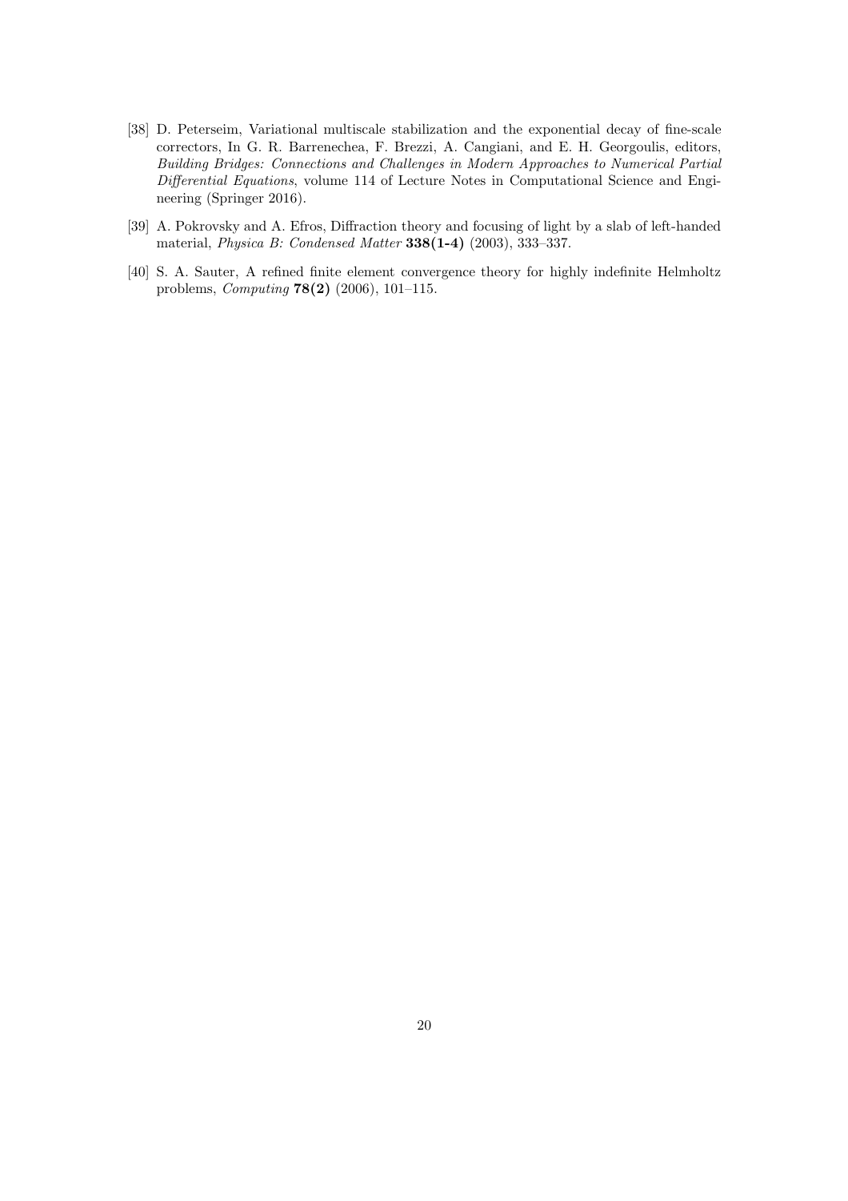[38] D. Peterseim, Variational multiscale stabilization and the exponential decay of fine-scale correctors, In G. R. Barrenechea, F. Brezzi, A. Cangiani, and E. H. Georgoulis, editors, *Building Bridges: Connections and Challenges in Modern Approaches to Numerical Partial Differential Equations*, volume 114 of Lecture Notes in Computational Science and Engineering (Springer 2016).

[39] A. Pokrovsky and A. Efros, Diffraction theory and focusing of light by a slab of left-handed material, *Physica B: Condensed Matter* **338(1-4)** (2003), 333–337.

[40] S. A. Sauter, A refined finite element convergence theory for highly indefinite Helmholtz problems, *Computing* **78(2)** (2006), 101–115.